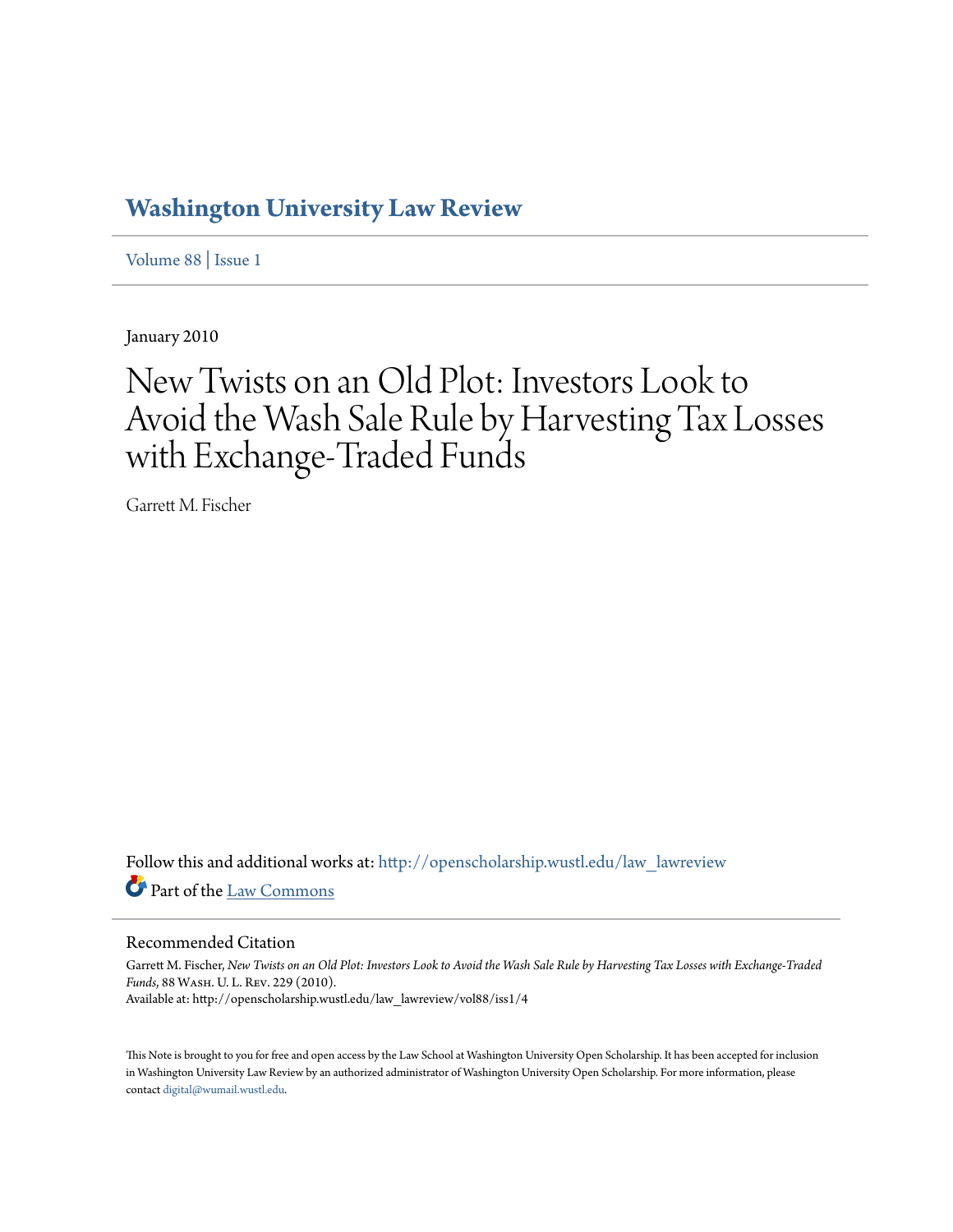# Washington University Law Review

Volume 88 | Issue 1

January 2010

# New Twists on an Old Plot: Investors Look to Avoid the Wash Sale Rule by Harvesting Tax Losses with Exchange-Traded Funds

Garrett M. Fischer

Follow this and additional works at: http://openscholarship.wustl.edu/law_lawreview

Part of the Law Commons

## Recommended Citation

Garrett M. Fischer, *New Twists on an Old Plot: Investors Look to Avoid the Wash Sale Rule by Harvesting Tax Losses with Exchange-Traded Funds*, 88 Wash. U. L. Rev. 229 (2010).
Available at: http://openscholarship.wustl.edu/law_lawreview/vol88/iss1/4

This Note is brought to you for free and open access by the Law School at Washington University Open Scholarship. It has been accepted for inclusion in Washington University Law Review by an authorized administrator of Washington University Open Scholarship. For more information, please contact digital@wumail.wustl.edu.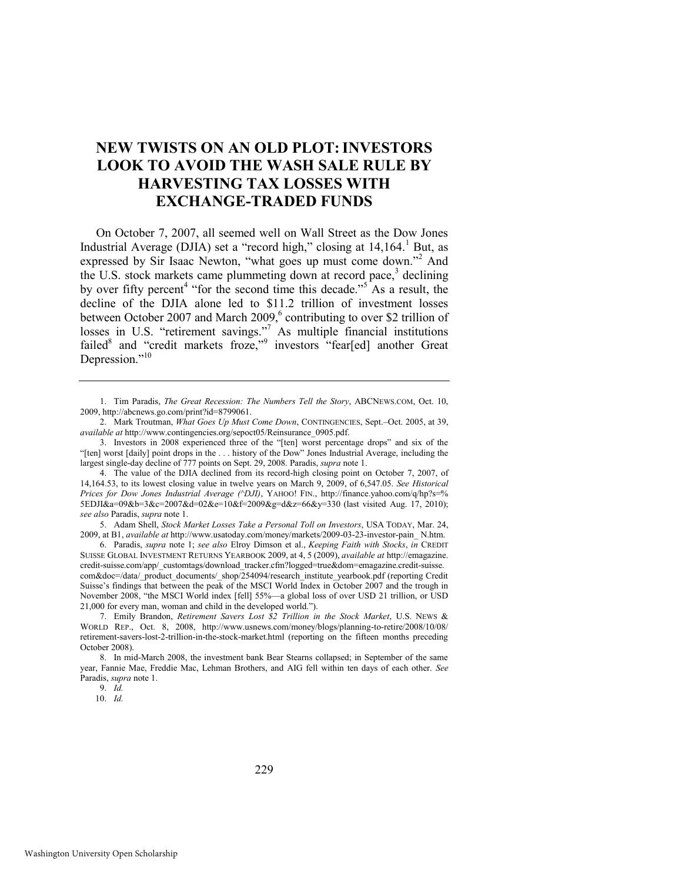# NEW TWISTS ON AN OLD PLOT: INVESTORS LOOK TO AVOID THE WASH SALE RULE BY HARVESTING TAX LOSSES WITH EXCHANGE-TRADED FUNDS

On October 7, 2007, all seemed well on Wall Street as the Dow Jones Industrial Average (DJIA) set a "record high," closing at 14,164.[1] But, as expressed by Sir Isaac Newton, "what goes up must come down."[2] And the U.S. stock markets came plummeting down at record pace,[3] declining by over fifty percent[4] "for the second time this decade."[5] As a result, the decline of the DJIA alone led to $11.2 trillion of investment losses between October 2007 and March 2009,[6] contributing to over $2 trillion of losses in U.S. "retirement savings."[7] As multiple financial institutions failed[8] and "credit markets froze,"[9] investors "fear[ed] another Great Depression."[10]

---

1. Tim Paradis, *The Great Recession: The Numbers Tell the Story*, ABCNEWS.COM, Oct. 10, 2009, http://abcnews.go.com/print?id=8799061.

2. Mark Troutman, *What Goes Up Must Come Down*, CONTINGENCIES, Sept.–Oct. 2005, at 39, *available at* http://www.contingencies.org/sepoct05/Reinsurance_0905.pdf.

3. Investors in 2008 experienced three of the "[ten] worst percentage drops" and six of the "[ten] worst [daily] point drops in the . . . history of the Dow" Jones Industrial Average, including the largest single-day decline of 777 points on Sept. 29, 2008. Paradis, *supra* note 1.

4. The value of the DJIA declined from its record-high closing point on October 7, 2007, of 14,164.53, to its lowest closing value in twelve years on March 9, 2009, of 6,547.05. *See Historical Prices for Dow Jones Industrial Average (^DJI)*, YAHOO! FIN., http://finance.yahoo.com/q/hp?s=%5EDJI&a=09&b=3&c=2007&d=02&e=10&f=2009&g=d&z=66&y=330 (last visited Aug. 17, 2010); *see also* Paradis, *supra* note 1.

5. Adam Shell, *Stock Market Losses Take a Personal Toll on Investors*, USA TODAY, Mar. 24, 2009, at B1, *available at* http://www.usatoday.com/money/markets/2009-03-23-investor-pain_N.htm.

6. Paradis, *supra* note 1; *see also* Elroy Dimson et al., *Keeping Faith with Stocks*, *in* CREDIT SUISSE GLOBAL INVESTMENT RETURNS YEARBOOK 2009, at 4, 5 (2009), *available at* http://emagazine.credit-suisse.com/app/_customtags/download_tracker.cfm?logged=true&dom=emagazine.credit-suisse.com&doc=/data/_product_documents/_shop/254094/research_institute_yearbook.pdf (reporting Credit Suisse's findings that between the peak of the MSCI World Index in October 2007 and the trough in November 2008, "the MSCI World index [fell] 55%—a global loss of over USD 21 trillion, or USD 21,000 for every man, woman and child in the developed world.").

7. Emily Brandon, *Retirement Savers Lost $2 Trillion in the Stock Market*, U.S. NEWS & WORLD REP., Oct. 8, 2008, http://www.usnews.com/money/blogs/planning-to-retire/2008/10/08/retirement-savers-lost-2-trillion-in-the-stock-market.html (reporting on the fifteen months preceding October 2008).

8. In mid-March 2008, the investment bank Bear Stearns collapsed; in September of the same year, Fannie Mae, Freddie Mac, Lehman Brothers, and AIG fell within ten days of each other. *See* Paradis, *supra* note 1.

9. *Id.*

10. *Id.*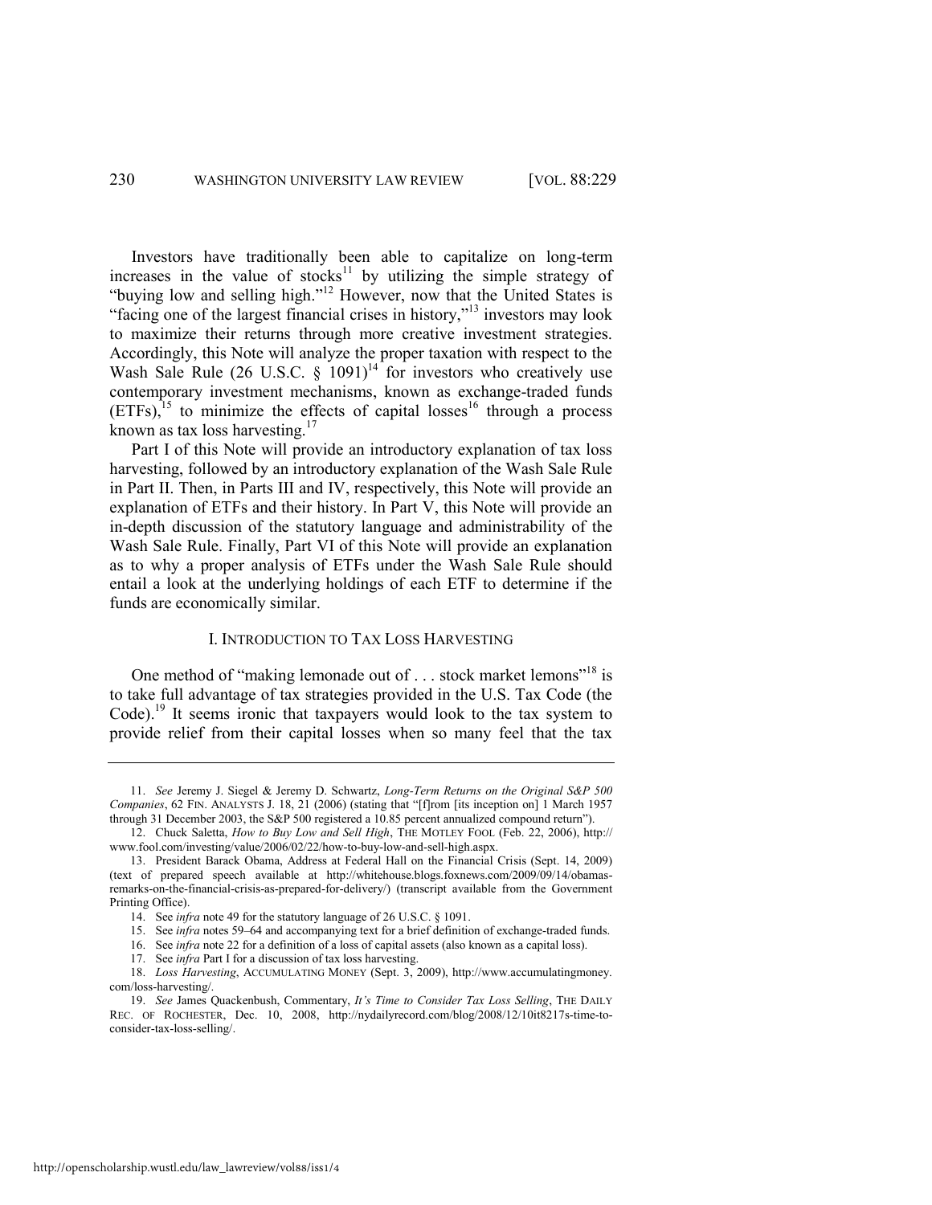Investors have traditionally been able to capitalize on long-term increases in the value of stocks[11] by utilizing the simple strategy of "buying low and selling high."[12] However, now that the United States is "facing one of the largest financial crises in history,"[13] investors may look to maximize their returns through more creative investment strategies. Accordingly, this Note will analyze the proper taxation with respect to the Wash Sale Rule (26 U.S.C. § 1091)[14] for investors who creatively use contemporary investment mechanisms, known as exchange-traded funds (ETFs),[15] to minimize the effects of capital losses[16] through a process known as tax loss harvesting.[17]

Part I of this Note will provide an introductory explanation of tax loss harvesting, followed by an introductory explanation of the Wash Sale Rule in Part II. Then, in Parts III and IV, respectively, this Note will provide an explanation of ETFs and their history. In Part V, this Note will provide an in-depth discussion of the statutory language and administrability of the Wash Sale Rule. Finally, Part VI of this Note will provide an explanation as to why a proper analysis of ETFs under the Wash Sale Rule should entail a look at the underlying holdings of each ETF to determine if the funds are economically similar.

## I. Introduction to Tax Loss Harvesting

One method of "making lemonade out of . . . stock market lemons"[18] is to take full advantage of tax strategies provided in the U.S. Tax Code (the Code).[19] It seems ironic that taxpayers would look to the tax system to provide relief from their capital losses when so many feel that the tax

---

11. *See* Jeremy J. Siegel & Jeremy D. Schwartz, *Long-Term Returns on the Original S&P 500 Companies*, 62 FIN. ANALYSTS J. 18, 21 (2006) (stating that "[f]rom [its inception on] 1 March 1957 through 31 December 2003, the S&P 500 registered a 10.85 percent annualized compound return").

12. Chuck Saletta, *How to Buy Low and Sell High*, THE MOTLEY FOOL (Feb. 22, 2006), http://www.fool.com/investing/value/2006/02/22/how-to-buy-low-and-sell-high.aspx.

13. President Barack Obama, Address at Federal Hall on the Financial Crisis (Sept. 14, 2009) (text of prepared speech available at http://whitehouse.blogs.foxnews.com/2009/09/14/obamas-remarks-on-the-financial-crisis-as-prepared-for-delivery/) (transcript available from the Government Printing Office).

14. See *infra* note 49 for the statutory language of 26 U.S.C. § 1091.

15. See *infra* notes 59–64 and accompanying text for a brief definition of exchange-traded funds.

16. See *infra* note 22 for a definition of a loss of capital assets (also known as a capital loss).

17. See *infra* Part I for a discussion of tax loss harvesting.

18. *Loss Harvesting*, ACCUMULATING MONEY (Sept. 3, 2009), http://www.accumulatingmoney.com/loss-harvesting/.

19. *See* James Quackenbush, Commentary, *It's Time to Consider Tax Loss Selling*, THE DAILY REC. OF ROCHESTER, Dec. 10, 2008, http://nydailyrecord.com/blog/2008/12/10it8217s-time-to-consider-tax-loss-selling/.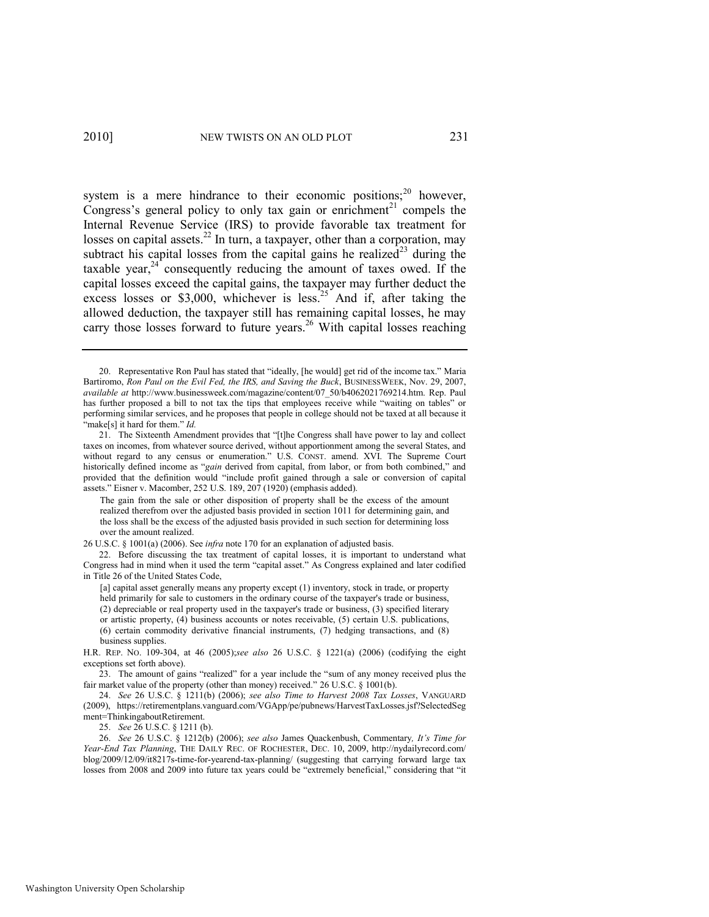system is a mere hindrance to their economic positions;[20] however, Congress's general policy to only tax gain or enrichment[21] compels the Internal Revenue Service (IRS) to provide favorable tax treatment for losses on capital assets.[22] In turn, a taxpayer, other than a corporation, may subtract his capital losses from the capital gains he realized[23] during the taxable year,[24] consequently reducing the amount of taxes owed. If the capital losses exceed the capital gains, the taxpayer may further deduct the excess losses or $3,000, whichever is less.[25] And if, after taking the allowed deduction, the taxpayer still has remaining capital losses, he may carry those losses forward to future years.[26] With capital losses reaching

---

20. Representative Ron Paul has stated that "ideally, [he would] get rid of the income tax." Maria Bartiromo, *Ron Paul on the Evil Fed, the IRS, and Saving the Buck*, BUSINESSWEEK, Nov. 29, 2007, *available at* http://www.businessweek.com/magazine/content/07_50/b4062021769214.htm. Rep. Paul has further proposed a bill to not tax the tips that employees receive while "waiting on tables" or performing similar services, and he proposes that people in college should not be taxed at all because it "make[s] it hard for them." *Id.*

21. The Sixteenth Amendment provides that "[t]he Congress shall have power to lay and collect taxes on incomes, from whatever source derived, without apportionment among the several States, and without regard to any census or enumeration." U.S. CONST. amend. XVI. The Supreme Court historically defined income as "*gain* derived from capital, from labor, or from both combined," and provided that the definition would "include profit gained through a sale or conversion of capital assets." Eisner v. Macomber, 252 U.S. 189, 207 (1920) (emphasis added).

> The gain from the sale or other disposition of property shall be the excess of the amount realized therefrom over the adjusted basis provided in section 1011 for determining gain, and the loss shall be the excess of the adjusted basis provided in such section for determining loss over the amount realized.

26 U.S.C. § 1001(a) (2006). See *infra* note 170 for an explanation of adjusted basis.

22. Before discussing the tax treatment of capital losses, it is important to understand what Congress had in mind when it used the term "capital asset." As Congress explained and later codified in Title 26 of the United States Code,

> [a] capital asset generally means any property except (1) inventory, stock in trade, or property held primarily for sale to customers in the ordinary course of the taxpayer's trade or business, (2) depreciable or real property used in the taxpayer's trade or business, (3) specified literary or artistic property, (4) business accounts or notes receivable, (5) certain U.S. publications, (6) certain commodity derivative financial instruments, (7) hedging transactions, and (8) business supplies.

H.R. REP. NO. 109-304, at 46 (2005);*see also* 26 U.S.C. § 1221(a) (2006) (codifying the eight exceptions set forth above).

23. The amount of gains "realized" for a year include the "sum of any money received plus the fair market value of the property (other than money) received." 26 U.S.C. § 1001(b).

24. *See* 26 U.S.C. § 1211(b) (2006); *see also Time to Harvest 2008 Tax Losses*, VANGUARD (2009), https://retirementplans.vanguard.com/VGApp/pe/pubnews/HarvestTaxLosses.jsf?SelectedSegment=ThinkingaboutRetirement.

25. *See* 26 U.S.C. § 1211 (b).

26. *See* 26 U.S.C. § 1212(b) (2006); *see also* James Quackenbush, Commentary*, It's Time for Year-End Tax Planning*, THE DAILY REC. OF ROCHESTER, DEC. 10, 2009, http://nydailyrecord.com/blog/2009/12/09/it8217s-time-for-yearend-tax-planning/ (suggesting that carrying forward large tax losses from 2008 and 2009 into future tax years could be "extremely beneficial," considering that "it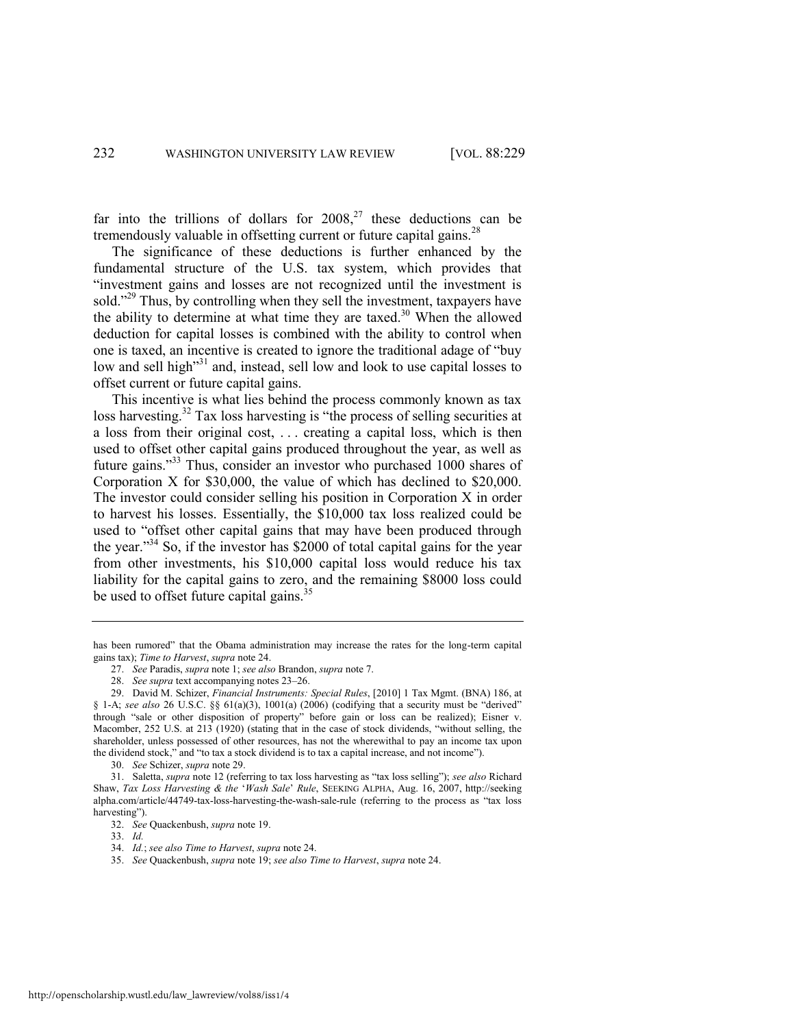far into the trillions of dollars for 2008,[27] these deductions can be tremendously valuable in offsetting current or future capital gains.[28]

The significance of these deductions is further enhanced by the fundamental structure of the U.S. tax system, which provides that "investment gains and losses are not recognized until the investment is sold."[29] Thus, by controlling when they sell the investment, taxpayers have the ability to determine at what time they are taxed.[30] When the allowed deduction for capital losses is combined with the ability to control when one is taxed, an incentive is created to ignore the traditional adage of "buy low and sell high"[31] and, instead, sell low and look to use capital losses to offset current or future capital gains.

This incentive is what lies behind the process commonly known as tax loss harvesting.[32] Tax loss harvesting is "the process of selling securities at a loss from their original cost, . . . creating a capital loss, which is then used to offset other capital gains produced throughout the year, as well as future gains."[33] Thus, consider an investor who purchased 1000 shares of Corporation X for $30,000, the value of which has declined to $20,000. The investor could consider selling his position in Corporation X in order to harvest his losses. Essentially, the $10,000 tax loss realized could be used to "offset other capital gains that may have been produced through the year."[34] So, if the investor has $2000 of total capital gains for the year from other investments, his $10,000 capital loss would reduce his tax liability for the capital gains to zero, and the remaining $8000 loss could be used to offset future capital gains.[35]

---

has been rumored" that the Obama administration may increase the rates for the long-term capital gains tax); *Time to Harvest*, *supra* note 24.

27. *See* Paradis, *supra* note 1; *see also* Brandon, *supra* note 7.

28. *See supra* text accompanying notes 23–26.

29. David M. Schizer, *Financial Instruments: Special Rules*, [2010] 1 Tax Mgmt. (BNA) 186, at § 1-A; *see also* 26 U.S.C. §§ 61(a)(3), 1001(a) (2006) (codifying that a security must be "derived" through "sale or other disposition of property" before gain or loss can be realized); Eisner v. Macomber, 252 U.S. at 213 (1920) (stating that in the case of stock dividends, "without selling, the shareholder, unless possessed of other resources, has not the wherewithal to pay an income tax upon the dividend stock," and "to tax a stock dividend is to tax a capital increase, and not income").

30. *See* Schizer, *supra* note 29.

31. Saletta, *supra* note 12 (referring to tax loss harvesting as "tax loss selling"); *see also* Richard Shaw, *Tax Loss Harvesting & the 'Wash Sale' Rule*, SEEKING ALPHA, Aug. 16, 2007, http://seekingalpha.com/article/44749-tax-loss-harvesting-the-wash-sale-rule (referring to the process as "tax loss harvesting").

32. *See* Quackenbush, *supra* note 19.

33. *Id.*

34. *Id.*; *see also Time to Harvest*, *supra* note 24.

35. *See* Quackenbush, *supra* note 19; *see also Time to Harvest*, *supra* note 24.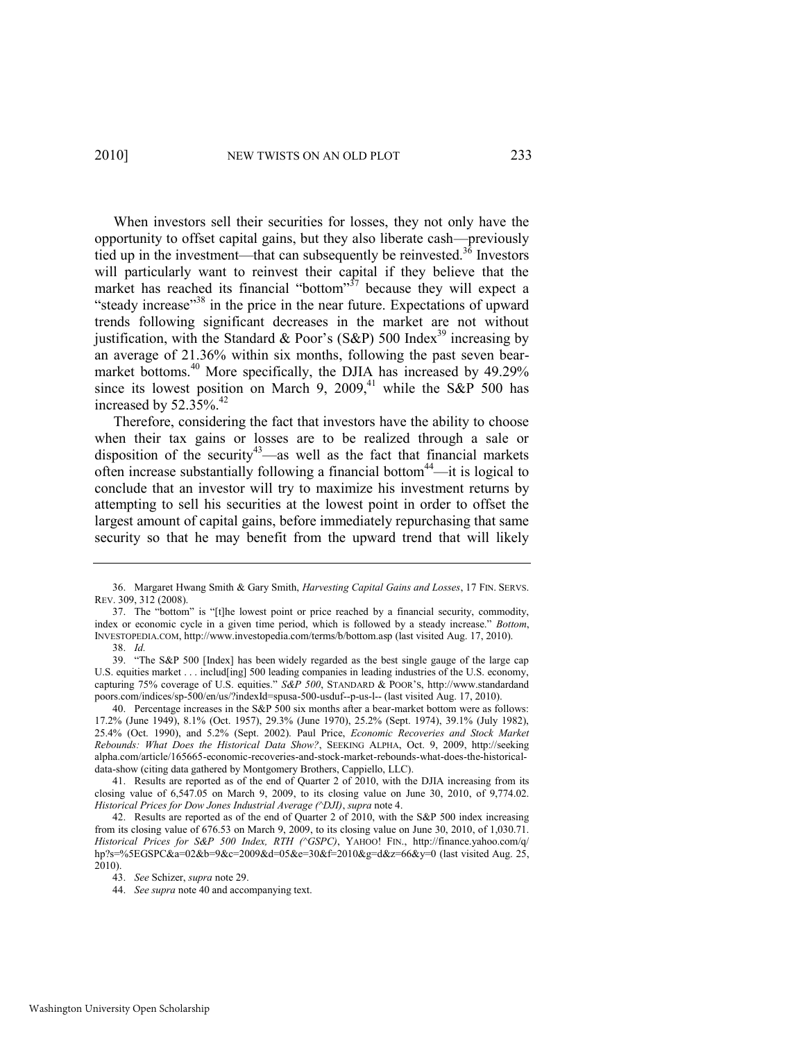When investors sell their securities for losses, they not only have the opportunity to offset capital gains, but they also liberate cash—previously tied up in the investment—that can subsequently be reinvested.[36] Investors will particularly want to reinvest their capital if they believe that the market has reached its financial "bottom"[37] because they will expect a "steady increase"[38] in the price in the near future. Expectations of upward trends following significant decreases in the market are not without justification, with the Standard & Poor's (S&P) 500 Index[39] increasing by an average of 21.36% within six months, following the past seven bear-market bottoms.[40] More specifically, the DJIA has increased by 49.29% since its lowest position on March 9, 2009,[41] while the S&P 500 has increased by 52.35%.[42]

Therefore, considering the fact that investors have the ability to choose when their tax gains or losses are to be realized through a sale or disposition of the security[43]—as well as the fact that financial markets often increase substantially following a financial bottom[44]—it is logical to conclude that an investor will try to maximize his investment returns by attempting to sell his securities at the lowest point in order to offset the largest amount of capital gains, before immediately repurchasing that same security so that he may benefit from the upward trend that will likely

---

36. Margaret Hwang Smith & Gary Smith, *Harvesting Capital Gains and Losses*, 17 FIN. SERVS. REV. 309, 312 (2008).

37. The "bottom" is "[t]he lowest point or price reached by a financial security, commodity, index or economic cycle in a given time period, which is followed by a steady increase." *Bottom*, INVESTOPEDIA.COM, http://www.investopedia.com/terms/b/bottom.asp (last visited Aug. 17, 2010).

38. *Id.*

39. "The S&P 500 [Index] has been widely regarded as the best single gauge of the large cap U.S. equities market . . . includ[ing] 500 leading companies in leading industries of the U.S. economy, capturing 75% coverage of U.S. equities." *S&P 500*, STANDARD & POOR'S, http://www.standardandpoors.com/indices/sp-500/en/us/?indexId=spusa-500-usduf--p-us-l-- (last visited Aug. 17, 2010).

40. Percentage increases in the S&P 500 six months after a bear-market bottom were as follows: 17.2% (June 1949), 8.1% (Oct. 1957), 29.3% (June 1970), 25.2% (Sept. 1974), 39.1% (July 1982), 25.4% (Oct. 1990), and 5.2% (Sept. 2002). Paul Price, *Economic Recoveries and Stock Market Rebounds: What Does the Historical Data Show?*, SEEKING ALPHA, Oct. 9, 2009, http://seekingalpha.com/article/165665-economic-recoveries-and-stock-market-rebounds-what-does-the-historical-data-show (citing data gathered by Montgomery Brothers, Cappiello, LLC).

41. Results are reported as of the end of Quarter 2 of 2010, with the DJIA increasing from its closing value of 6,547.05 on March 9, 2009, to its closing value on June 30, 2010, of 9,774.02. *Historical Prices for Dow Jones Industrial Average (^DJI)*, *supra* note 4.

42. Results are reported as of the end of Quarter 2 of 2010, with the S&P 500 index increasing from its closing value of 676.53 on March 9, 2009, to its closing value on June 30, 2010, of 1,030.71. *Historical Prices for S&P 500 Index, RTH (^GSPC)*, YAHOO! FIN., http://finance.yahoo.com/q/hp?s=%5EGSPC&a=02&b=9&c=2009&d=05&e=30&f=2010&g=d&z=66&y=0 (last visited Aug. 25, 2010).

43. *See* Schizer, *supra* note 29.

44. *See supra* note 40 and accompanying text.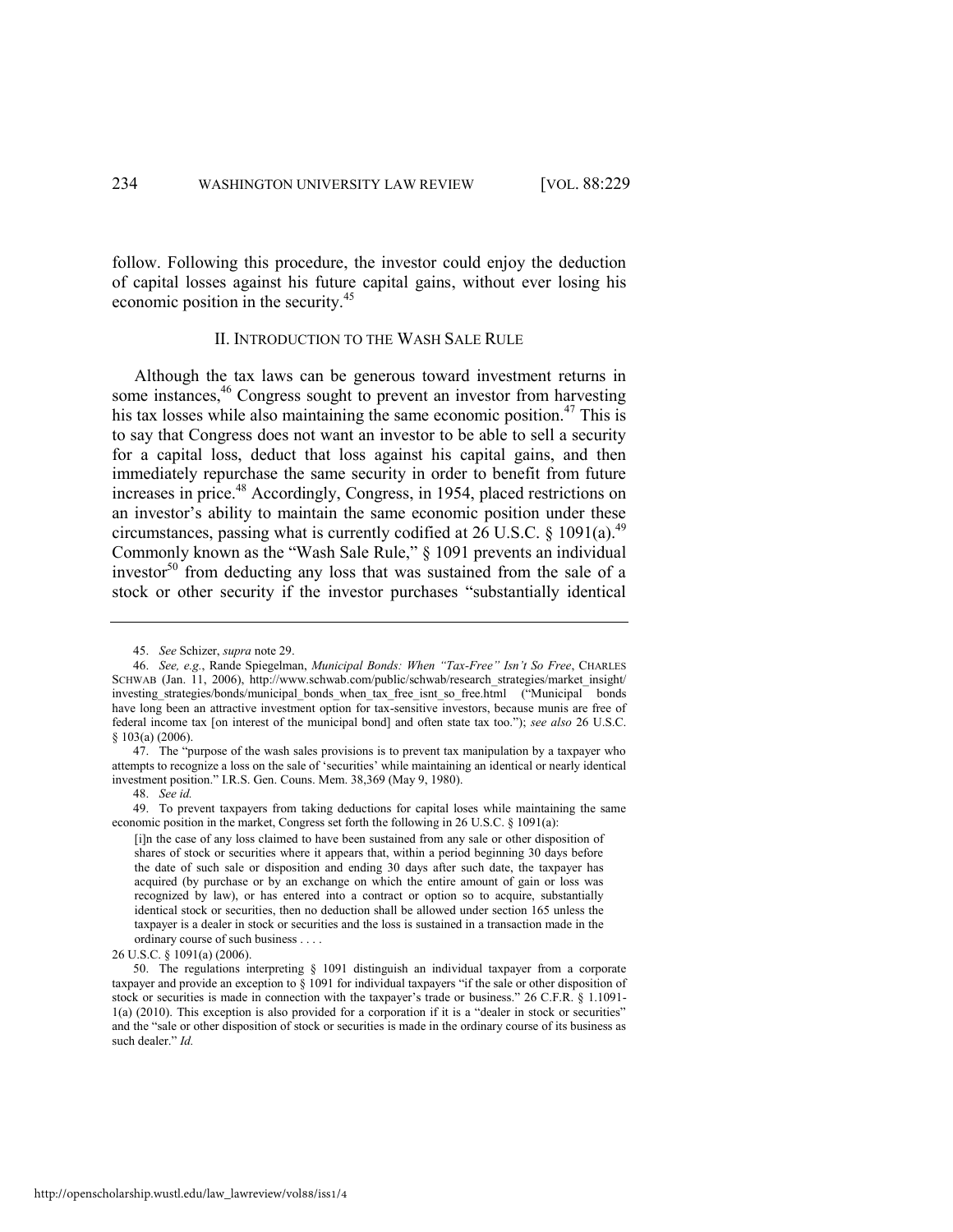follow. Following this procedure, the investor could enjoy the deduction of capital losses against his future capital gains, without ever losing his economic position in the security.[45]

## II. INTRODUCTION TO THE WASH SALE RULE

Although the tax laws can be generous toward investment returns in some instances,[46] Congress sought to prevent an investor from harvesting his tax losses while also maintaining the same economic position.[47] This is to say that Congress does not want an investor to be able to sell a security for a capital loss, deduct that loss against his capital gains, and then immediately repurchase the same security in order to benefit from future increases in price.[48] Accordingly, Congress, in 1954, placed restrictions on an investor's ability to maintain the same economic position under these circumstances, passing what is currently codified at 26 U.S.C. § 1091(a).[49] Commonly known as the "Wash Sale Rule," § 1091 prevents an individual investor[50] from deducting any loss that was sustained from the sale of a stock or other security if the investor purchases "substantially identical

---

45. *See* Schizer, *supra* note 29.

46. *See, e.g.*, Rande Spiegelman, *Municipal Bonds: When "Tax-Free" Isn't So Free*, CHARLES SCHWAB (Jan. 11, 2006), http://www.schwab.com/public/schwab/research_strategies/market_insight/investing_strategies/bonds/municipal_bonds_when_tax_free_isnt_so_free.html ("Municipal bonds have long been an attractive investment option for tax-sensitive investors, because munis are free of federal income tax [on interest of the municipal bond] and often state tax too."); *see also* 26 U.S.C. § 103(a) (2006).

47. The "purpose of the wash sales provisions is to prevent tax manipulation by a taxpayer who attempts to recognize a loss on the sale of 'securities' while maintaining an identical or nearly identical investment position." I.R.S. Gen. Couns. Mem. 38,369 (May 9, 1980).

48. *See id.*

49. To prevent taxpayers from taking deductions for capital loses while maintaining the same economic position in the market, Congress set forth the following in 26 U.S.C. § 1091(a):

> [i]n the case of any loss claimed to have been sustained from any sale or other disposition of shares of stock or securities where it appears that, within a period beginning 30 days before the date of such sale or disposition and ending 30 days after such date, the taxpayer has acquired (by purchase or by an exchange on which the entire amount of gain or loss was recognized by law), or has entered into a contract or option so to acquire, substantially identical stock or securities, then no deduction shall be allowed under section 165 unless the taxpayer is a dealer in stock or securities and the loss is sustained in a transaction made in the ordinary course of such business . . . .

26 U.S.C. § 1091(a) (2006).

50. The regulations interpreting § 1091 distinguish an individual taxpayer from a corporate taxpayer and provide an exception to § 1091 for individual taxpayers "if the sale or other disposition of stock or securities is made in connection with the taxpayer's trade or business." 26 C.F.R. § 1.1091-1(a) (2010). This exception is also provided for a corporation if it is a "dealer in stock or securities" and the "sale or other disposition of stock or securities is made in the ordinary course of its business as such dealer." *Id.*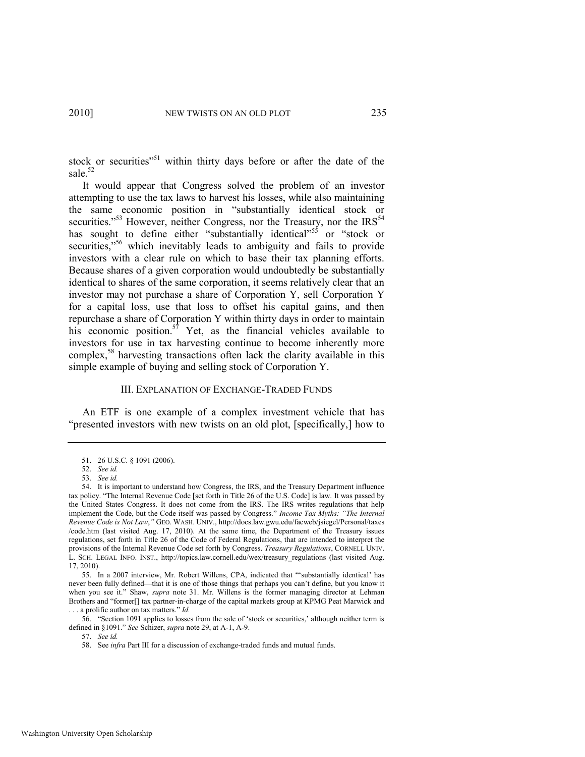stock or securities"[51] within thirty days before or after the date of the sale.[52]

It would appear that Congress solved the problem of an investor attempting to use the tax laws to harvest his losses, while also maintaining the same economic position in "substantially identical stock or securities."[53] However, neither Congress, nor the Treasury, nor the IRS[54] has sought to define either "substantially identical"[55] or "stock or securities,"[56] which inevitably leads to ambiguity and fails to provide investors with a clear rule on which to base their tax planning efforts. Because shares of a given corporation would undoubtedly be substantially identical to shares of the same corporation, it seems relatively clear that an investor may not purchase a share of Corporation Y, sell Corporation Y for a capital loss, use that loss to offset his capital gains, and then repurchase a share of Corporation Y within thirty days in order to maintain his economic position.[57] Yet, as the financial vehicles available to investors for use in tax harvesting continue to become inherently more complex,[58] harvesting transactions often lack the clarity available in this simple example of buying and selling stock of Corporation Y.

## III. EXPLANATION OF EXCHANGE-TRADED FUNDS

An ETF is one example of a complex investment vehicle that has "presented investors with new twists on an old plot, [specifically,] how to

---

51. 26 U.S.C. § 1091 (2006).

52. *See id.*

53. *See id.*

54. It is important to understand how Congress, the IRS, and the Treasury Department influence tax policy. "The Internal Revenue Code [set forth in Title 26 of the U.S. Code] is law. It was passed by the United States Congress. It does not come from the IRS. The IRS writes regulations that help implement the Code, but the Code itself was passed by Congress." *Income Tax Myths: "The Internal Revenue Code is Not Law*,*"* GEO. WASH. UNIV., http://docs.law.gwu.edu/facweb/jsiegel/Personal/taxes/code.htm (last visited Aug. 17, 2010). At the same time, the Department of the Treasury issues regulations, set forth in Title 26 of the Code of Federal Regulations, that are intended to interpret the provisions of the Internal Revenue Code set forth by Congress. *Treasury Regulations*, CORNELL UNIV. L. SCH. LEGAL INFO. INST., http://topics.law.cornell.edu/wex/treasury_regulations (last visited Aug. 17, 2010).

55. In a 2007 interview, Mr. Robert Willens, CPA, indicated that "'substantially identical' has never been fully defined—that it is one of those things that perhaps you can't define, but you know it when you see it." Shaw, *supra* note 31. Mr. Willens is the former managing director at Lehman Brothers and "former[] tax partner-in-charge of the capital markets group at KPMG Peat Marwick and . . . a prolific author on tax matters." *Id.*

56. "Section 1091 applies to losses from the sale of 'stock or securities,' although neither term is defined in §1091." *See* Schizer, *supra* note 29, at A-1, A-9.

57. *See id.*

58. See *infra* Part III for a discussion of exchange-traded funds and mutual funds.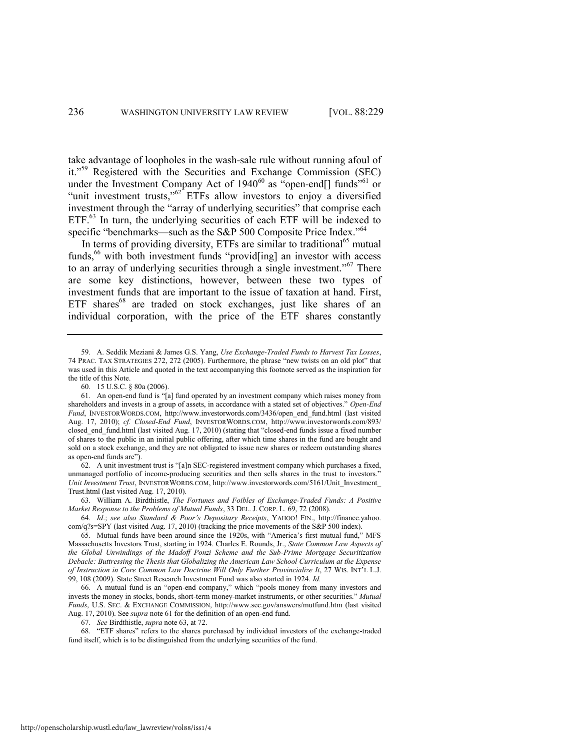take advantage of loopholes in the wash-sale rule without running afoul of it."[59] Registered with the Securities and Exchange Commission (SEC) under the Investment Company Act of 1940[60] as "open-end[] funds"[61] or "unit investment trusts,"[62] ETFs allow investors to enjoy a diversified investment through the "array of underlying securities" that comprise each ETF.[63] In turn, the underlying securities of each ETF will be indexed to specific "benchmarks—such as the S&P 500 Composite Price Index."[64]

In terms of providing diversity, ETFs are similar to traditional[65] mutual funds,[66] with both investment funds "provid[ing] an investor with access to an array of underlying securities through a single investment."[67] There are some key distinctions, however, between these two types of investment funds that are important to the issue of taxation at hand. First, ETF shares[68] are traded on stock exchanges, just like shares of an individual corporation, with the price of the ETF shares constantly

---

59. A. Seddik Meziani & James G.S. Yang, *Use Exchange-Traded Funds to Harvest Tax Losses*, 74 PRAC. TAX STRATEGIES 272, 272 (2005). Furthermore, the phrase "new twists on an old plot" that was used in this Article and quoted in the text accompanying this footnote served as the inspiration for the title of this Note.

60. 15 U.S.C. § 80a (2006).

61. An open-end fund is "[a] fund operated by an investment company which raises money from shareholders and invests in a group of assets, in accordance with a stated set of objectives." *Open-End Fund*, INVESTORWORDS.COM, http://www.investorwords.com/3436/open_end_fund.html (last visited Aug. 17, 2010); *cf. Closed-End Fund*, INVESTORWORDS.COM, http://www.investorwords.com/893/closed_end_fund.html (last visited Aug. 17, 2010) (stating that "closed-end funds issue a fixed number of shares to the public in an initial public offering, after which time shares in the fund are bought and sold on a stock exchange, and they are not obligated to issue new shares or redeem outstanding shares as open-end funds are").

62. A unit investment trust is "[a]n SEC-registered investment company which purchases a fixed, unmanaged portfolio of income-producing securities and then sells shares in the trust to investors." *Unit Investment Trust*, INVESTORWORDS.COM, http://www.investorwords.com/5161/Unit_Investment_Trust.html (last visited Aug. 17, 2010).

63. William A. Birdthistle, *The Fortunes and Foibles of Exchange-Traded Funds: A Positive Market Response to the Problems of Mutual Funds*, 33 DEL. J. CORP. L. 69, 72 (2008).

64. *Id.*; *see also Standard & Poor's Depositary Receipts*, YAHOO! FIN., http://finance.yahoo.com/q?s=SPY (last visited Aug. 17, 2010) (tracking the price movements of the S&P 500 index).

65. Mutual funds have been around since the 1920s, with "America's first mutual fund," MFS Massachusetts Investors Trust, starting in 1924. Charles E. Rounds, Jr., *State Common Law Aspects of the Global Unwindings of the Madoff Ponzi Scheme and the Sub-Prime Mortgage Securitization Debacle: Buttressing the Thesis that Globalizing the American Law School Curriculum at the Expense of Instruction in Core Common Law Doctrine Will Only Further Provincialize It*, 27 WIS. INT'L L.J. 99, 108 (2009). State Street Research Investment Fund was also started in 1924. *Id.*

66. A mutual fund is an "open-end company," which "pools money from many investors and invests the money in stocks, bonds, short-term money-market instruments, or other securities." *Mutual Funds*, U.S. SEC. & EXCHANGE COMMISSION, http://www.sec.gov/answers/mutfund.htm (last visited Aug. 17, 2010). See *supra* note 61 for the definition of an open-end fund.

67. *See* Birdthistle, *supra* note 63, at 72.

68. "ETF shares" refers to the shares purchased by individual investors of the exchange-traded fund itself, which is to be distinguished from the underlying securities of the fund.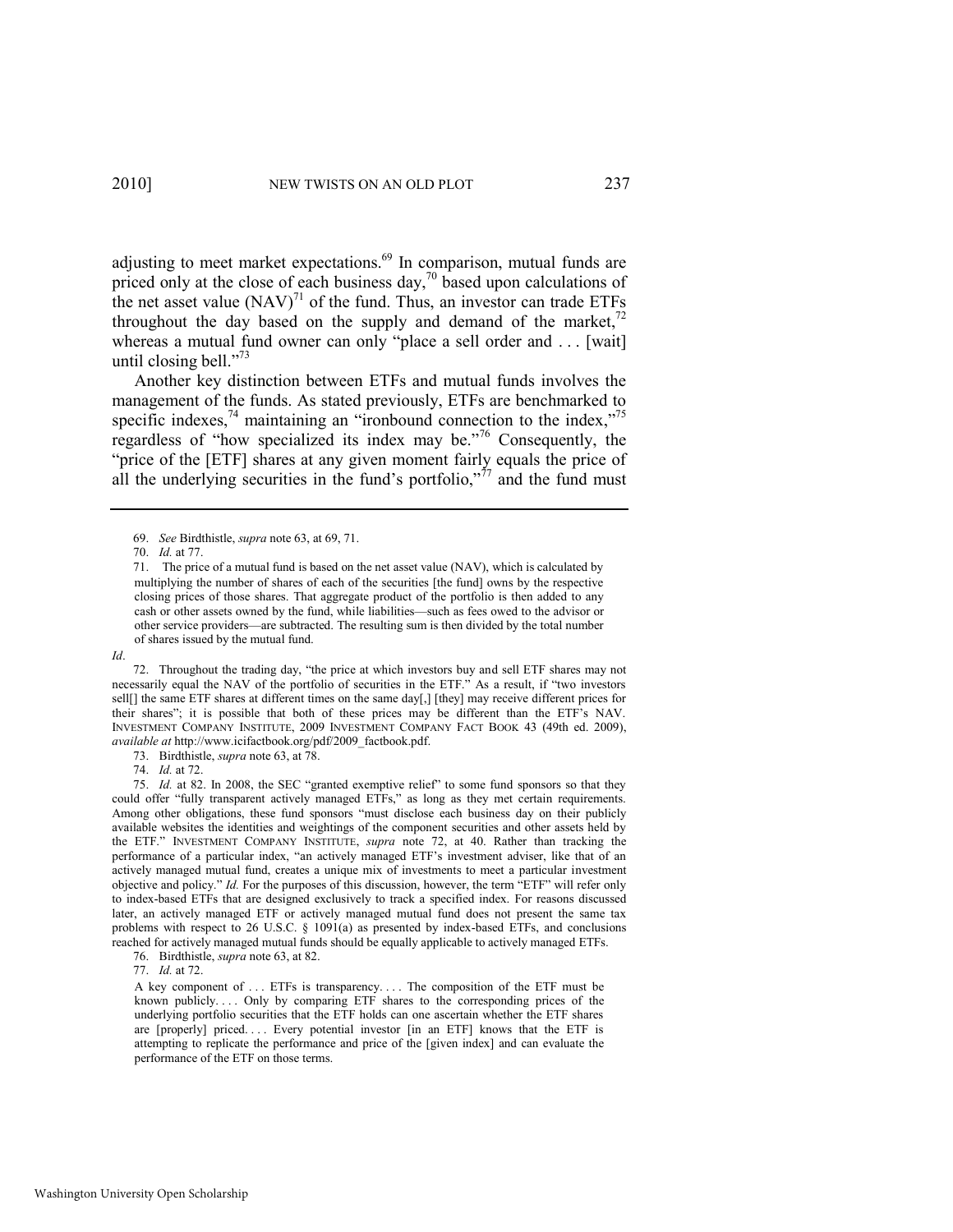adjusting to meet market expectations.[69] In comparison, mutual funds are priced only at the close of each business day,[70] based upon calculations of the net asset value (NAV)[71] of the fund. Thus, an investor can trade ETFs throughout the day based on the supply and demand of the market,[72] whereas a mutual fund owner can only "place a sell order and . . . [wait] until closing bell."[73]

Another key distinction between ETFs and mutual funds involves the management of the funds. As stated previously, ETFs are benchmarked to specific indexes,[74] maintaining an "ironbound connection to the index,"[75] regardless of "how specialized its index may be."[76] Consequently, the "price of the [ETF] shares at any given moment fairly equals the price of all the underlying securities in the fund's portfolio,"[77] and the fund must

---

69. *See* Birdthistle, *supra* note 63, at 69, 71.

70. *Id.* at 77.

71. The price of a mutual fund is based on the net asset value (NAV), which is calculated by multiplying the number of shares of each of the securities [the fund] owns by the respective closing prices of those shares. That aggregate product of the portfolio is then added to any cash or other assets owned by the fund, while liabilities—such as fees owed to the advisor or other service providers—are subtracted. The resulting sum is then divided by the total number of shares issued by the mutual fund.

*Id*.

72. Throughout the trading day, "the price at which investors buy and sell ETF shares may not necessarily equal the NAV of the portfolio of securities in the ETF." As a result, if "two investors sell[] the same ETF shares at different times on the same day[,] [they] may receive different prices for their shares"; it is possible that both of these prices may be different than the ETF's NAV. INVESTMENT COMPANY INSTITUTE, 2009 INVESTMENT COMPANY FACT BOOK 43 (49th ed. 2009), *available at* http://www.icifactbook.org/pdf/2009_factbook.pdf.

73. Birdthistle, *supra* note 63, at 78.

74. *Id.* at 72.

75. *Id.* at 82. In 2008, the SEC "granted exemptive relief" to some fund sponsors so that they could offer "fully transparent actively managed ETFs," as long as they met certain requirements. Among other obligations, these fund sponsors "must disclose each business day on their publicly available websites the identities and weightings of the component securities and other assets held by the ETF." INVESTMENT COMPANY INSTITUTE, *supra* note 72, at 40. Rather than tracking the performance of a particular index, "an actively managed ETF's investment adviser, like that of an actively managed mutual fund, creates a unique mix of investments to meet a particular investment objective and policy." *Id.* For the purposes of this discussion, however, the term "ETF" will refer only to index-based ETFs that are designed exclusively to track a specified index. For reasons discussed later, an actively managed ETF or actively managed mutual fund does not present the same tax problems with respect to 26 U.S.C. § 1091(a) as presented by index-based ETFs, and conclusions reached for actively managed mutual funds should be equally applicable to actively managed ETFs.

76. Birdthistle, *supra* note 63, at 82.

77. *Id.* at 72.

> A key component of . . . ETFs is transparency. . . . The composition of the ETF must be known publicly. . . . Only by comparing ETF shares to the corresponding prices of the underlying portfolio securities that the ETF holds can one ascertain whether the ETF shares are [properly] priced. . . . Every potential investor [in an ETF] knows that the ETF is attempting to replicate the performance and price of the [given index] and can evaluate the performance of the ETF on those terms.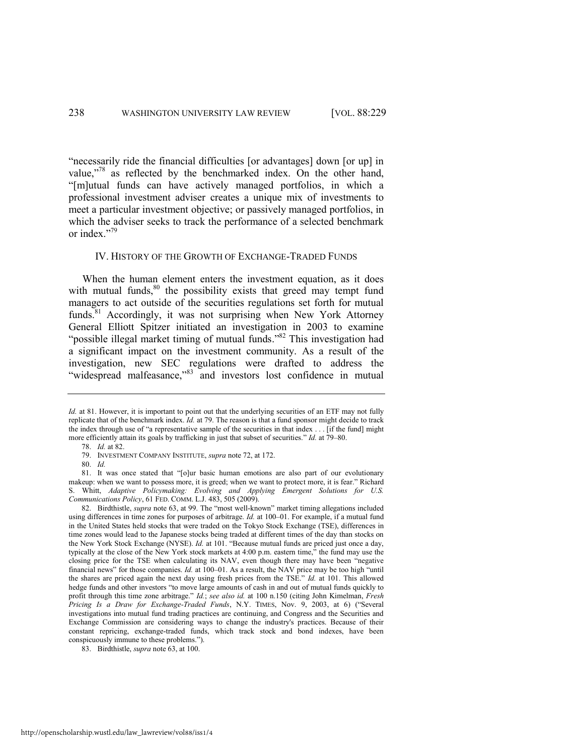"necessarily ride the financial difficulties [or advantages] down [or up] in value,"[78] as reflected by the benchmarked index. On the other hand, "[m]utual funds can have actively managed portfolios, in which a professional investment adviser creates a unique mix of investments to meet a particular investment objective; or passively managed portfolios, in which the adviser seeks to track the performance of a selected benchmark or index."[79]

## IV. History of the Growth of Exchange-Traded Funds

When the human element enters the investment equation, as it does with mutual funds,[80] the possibility exists that greed may tempt fund managers to act outside of the securities regulations set forth for mutual funds.[81] Accordingly, it was not surprising when New York Attorney General Elliott Spitzer initiated an investigation in 2003 to examine "possible illegal market timing of mutual funds."[82] This investigation had a significant impact on the investment community. As a result of the investigation, new SEC regulations were drafted to address the "widespread malfeasance,"[83] and investors lost confidence in mutual

---

*Id.* at 81. However, it is important to point out that the underlying securities of an ETF may not fully replicate that of the benchmark index. *Id.* at 79. The reason is that a fund sponsor might decide to track the index through use of "a representative sample of the securities in that index . . . [if the fund] might more efficiently attain its goals by trafficking in just that subset of securities." *Id.* at 79–80.

78. *Id.* at 82.

79. INVESTMENT COMPANY INSTITUTE, *supra* note 72, at 172.

80. *Id.*

81. It was once stated that "[o]ur basic human emotions are also part of our evolutionary makeup: when we want to possess more, it is greed; when we want to protect more, it is fear." Richard S. Whitt, *Adaptive Policymaking: Evolving and Applying Emergent Solutions for U.S. Communications Policy*, 61 FED. COMM. L.J. 483, 505 (2009).

82. Birdthistle, *supra* note 63, at 99. The "most well-known" market timing allegations included using differences in time zones for purposes of arbitrage. *Id.* at 100–01. For example, if a mutual fund in the United States held stocks that were traded on the Tokyo Stock Exchange (TSE), differences in time zones would lead to the Japanese stocks being traded at different times of the day than stocks on the New York Stock Exchange (NYSE). *Id.* at 101. "Because mutual funds are priced just once a day, typically at the close of the New York stock markets at 4:00 p.m. eastern time," the fund may use the closing price for the TSE when calculating its NAV, even though there may have been "negative financial news" for those companies. *Id.* at 100–01. As a result, the NAV price may be too high "until the shares are priced again the next day using fresh prices from the TSE." *Id.* at 101. This allowed hedge funds and other investors "to move large amounts of cash in and out of mutual funds quickly to profit through this time zone arbitrage." *Id.*; *see also id.* at 100 n.150 (citing John Kimelman, *Fresh Pricing Is a Draw for Exchange-Traded Funds*, N.Y. TIMES, Nov. 9, 2003, at 6) ("Several investigations into mutual fund trading practices are continuing, and Congress and the Securities and Exchange Commission are considering ways to change the industry's practices. Because of their constant repricing, exchange-traded funds, which track stock and bond indexes, have been conspicuously immune to these problems.").

83. Birdthistle, *supra* note 63, at 100.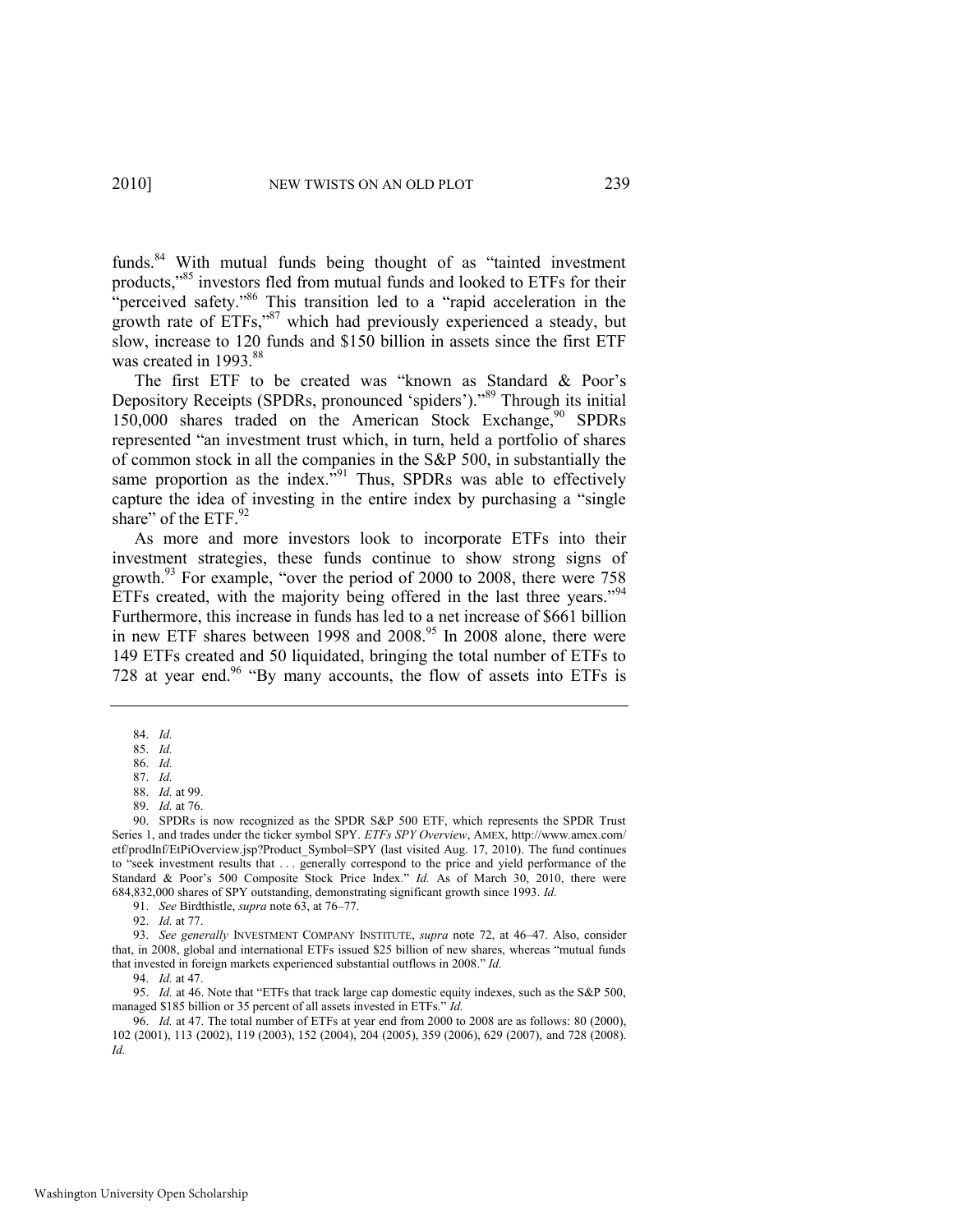funds.[84] With mutual funds being thought of as "tainted investment products,"[85] investors fled from mutual funds and looked to ETFs for their "perceived safety."[86] This transition led to a "rapid acceleration in the growth rate of ETFs,"[87] which had previously experienced a steady, but slow, increase to 120 funds and $150 billion in assets since the first ETF was created in 1993.[88]

The first ETF to be created was "known as Standard & Poor's Depository Receipts (SPDRs, pronounced 'spiders')."[89] Through its initial 150,000 shares traded on the American Stock Exchange,[90] SPDRs represented "an investment trust which, in turn, held a portfolio of shares of common stock in all the companies in the S&P 500, in substantially the same proportion as the index."[91] Thus, SPDRs was able to effectively capture the idea of investing in the entire index by purchasing a "single share" of the ETF.[92]

As more and more investors look to incorporate ETFs into their investment strategies, these funds continue to show strong signs of growth.[93] For example, "over the period of 2000 to 2008, there were 758 ETFs created, with the majority being offered in the last three years."[94] Furthermore, this increase in funds has led to a net increase of $661 billion in new ETF shares between 1998 and 2008.[95] In 2008 alone, there were 149 ETFs created and 50 liquidated, bringing the total number of ETFs to 728 at year end.[96] "By many accounts, the flow of assets into ETFs is

---

84. *Id.*

85. *Id.*

86. *Id.*

87. *Id.*

88. *Id.* at 99.

89. *Id.* at 76.

90. SPDRs is now recognized as the SPDR S&P 500 ETF, which represents the SPDR Trust Series 1, and trades under the ticker symbol SPY. *ETFs SPY Overview*, AMEX, http://www.amex.com/etf/prodInf/EtPiOverview.jsp?Product_Symbol=SPY (last visited Aug. 17, 2010). The fund continues to "seek investment results that . . . generally correspond to the price and yield performance of the Standard & Poor's 500 Composite Stock Price Index." *Id.* As of March 30, 2010, there were 684,832,000 shares of SPY outstanding, demonstrating significant growth since 1993. *Id.*

91. *See* Birdthistle, *supra* note 63, at 76–77.

92. *Id.* at 77.

93. *See generally* INVESTMENT COMPANY INSTITUTE, *supra* note 72, at 46–47. Also, consider that, in 2008, global and international ETFs issued $25 billion of new shares, whereas "mutual funds that invested in foreign markets experienced substantial outflows in 2008." *Id.*

94. *Id.* at 47.

95. *Id.* at 46. Note that "ETFs that track large cap domestic equity indexes, such as the S&P 500, managed $185 billion or 35 percent of all assets invested in ETFs." *Id.*

96. *Id.* at 47. The total number of ETFs at year end from 2000 to 2008 are as follows: 80 (2000), 102 (2001), 113 (2002), 119 (2003), 152 (2004), 204 (2005), 359 (2006), 629 (2007), and 728 (2008). *Id.*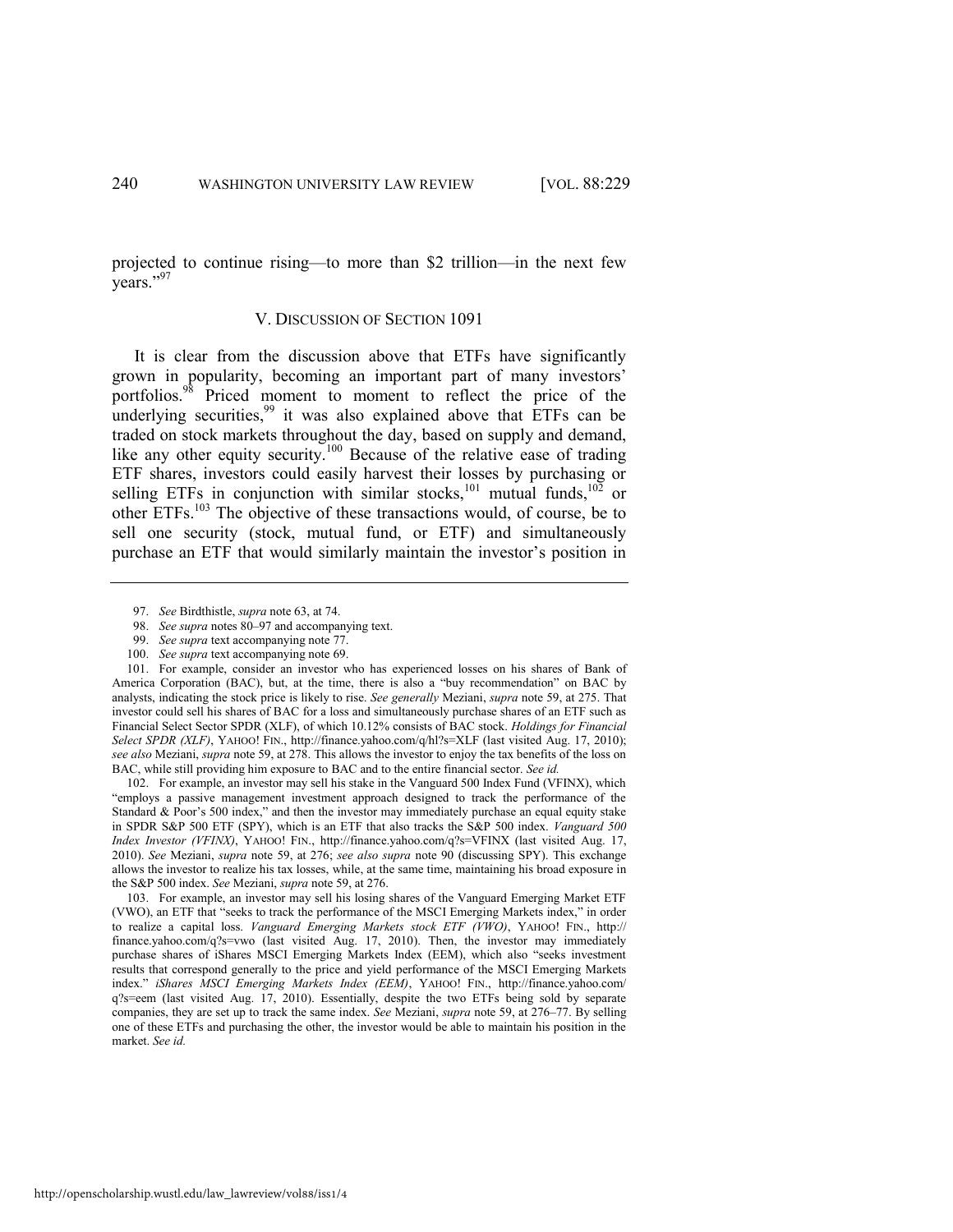projected to continue rising—to more than $2 trillion—in the next few years."[97]

## V. DISCUSSION OF SECTION 1091

It is clear from the discussion above that ETFs have significantly grown in popularity, becoming an important part of many investors' portfolios.[98] Priced moment to moment to reflect the price of the underlying securities,[99] it was also explained above that ETFs can be traded on stock markets throughout the day, based on supply and demand, like any other equity security.[100] Because of the relative ease of trading ETF shares, investors could easily harvest their losses by purchasing or selling ETFs in conjunction with similar stocks,[101] mutual funds,[102] or other ETFs.[103] The objective of these transactions would, of course, be to sell one security (stock, mutual fund, or ETF) and simultaneously purchase an ETF that would similarly maintain the investor's position in

---

97. *See* Birdthistle, *supra* note 63, at 74.

98. *See supra* notes 80–97 and accompanying text.

99. *See supra* text accompanying note 77.

100. *See supra* text accompanying note 69.

101. For example, consider an investor who has experienced losses on his shares of Bank of America Corporation (BAC), but, at the time, there is also a "buy recommendation" on BAC by analysts, indicating the stock price is likely to rise. *See generally* Meziani, *supra* note 59, at 275. That investor could sell his shares of BAC for a loss and simultaneously purchase shares of an ETF such as Financial Select Sector SPDR (XLF), of which 10.12% consists of BAC stock. *Holdings for Financial Select SPDR (XLF)*, YAHOO! FIN., http://finance.yahoo.com/q/hl?s=XLF (last visited Aug. 17, 2010); *see also* Meziani, *supra* note 59, at 278. This allows the investor to enjoy the tax benefits of the loss on BAC, while still providing him exposure to BAC and to the entire financial sector. *See id.*

102. For example, an investor may sell his stake in the Vanguard 500 Index Fund (VFINX), which "employs a passive management investment approach designed to track the performance of the Standard & Poor's 500 index," and then the investor may immediately purchase an equal equity stake in SPDR S&P 500 ETF (SPY), which is an ETF that also tracks the S&P 500 index. *Vanguard 500 Index Investor (VFINX)*, YAHOO! FIN., http://finance.yahoo.com/q?s=VFINX (last visited Aug. 17, 2010). *See* Meziani, *supra* note 59, at 276; *see also supra* note 90 (discussing SPY). This exchange allows the investor to realize his tax losses, while, at the same time, maintaining his broad exposure in the S&P 500 index. *See* Meziani, *supra* note 59, at 276.

103. For example, an investor may sell his losing shares of the Vanguard Emerging Market ETF (VWO), an ETF that "seeks to track the performance of the MSCI Emerging Markets index," in order to realize a capital loss. *Vanguard Emerging Markets stock ETF (VWO)*, YAHOO! FIN., http://finance.yahoo.com/q?s=vwo (last visited Aug. 17, 2010). Then, the investor may immediately purchase shares of iShares MSCI Emerging Markets Index (EEM), which also "seeks investment results that correspond generally to the price and yield performance of the MSCI Emerging Markets index." *iShares MSCI Emerging Markets Index (EEM)*, YAHOO! FIN., http://finance.yahoo.com/q?s=eem (last visited Aug. 17, 2010). Essentially, despite the two ETFs being sold by separate companies, they are set up to track the same index. *See* Meziani, *supra* note 59, at 276–77. By selling one of these ETFs and purchasing the other, the investor would be able to maintain his position in the market. *See id.*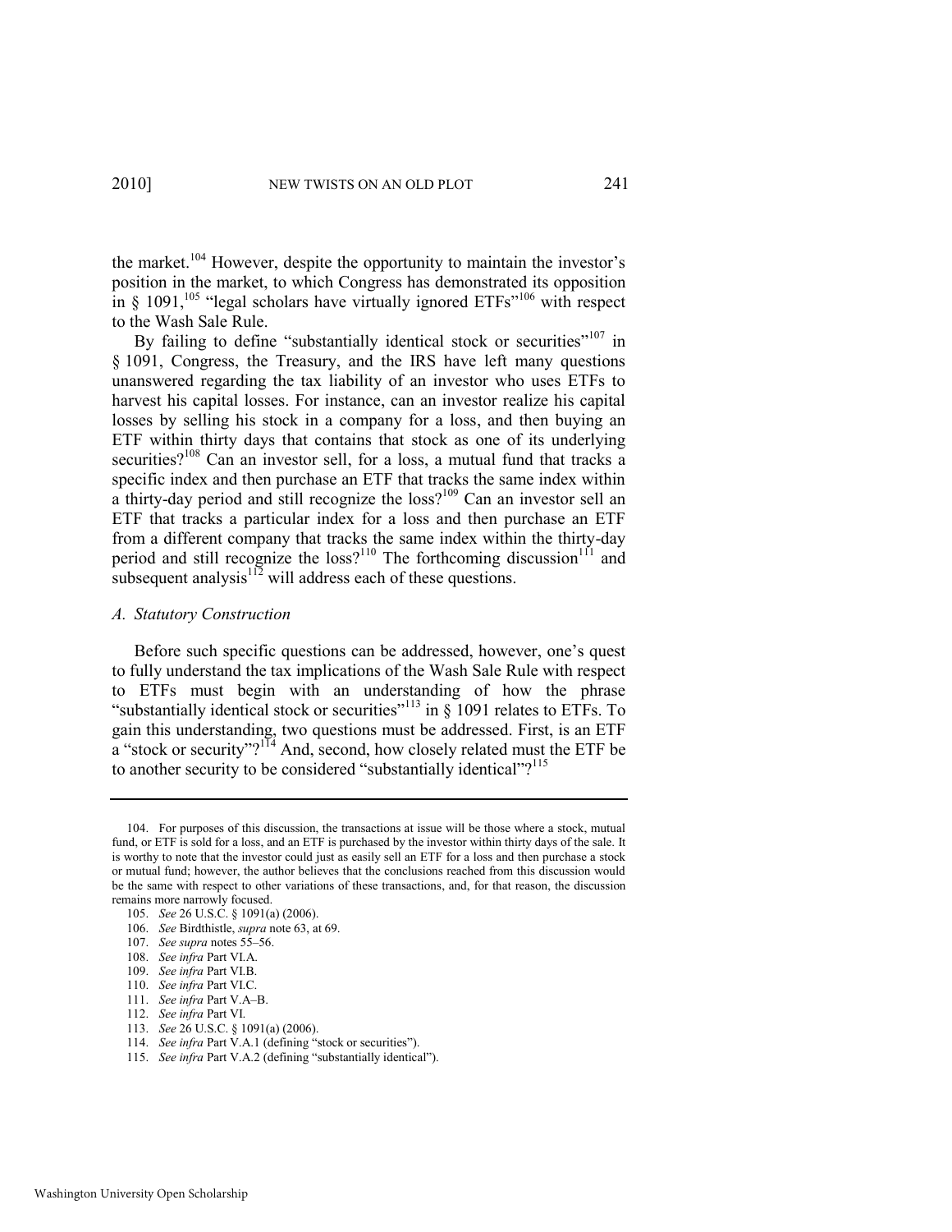the market.[104] However, despite the opportunity to maintain the investor's position in the market, to which Congress has demonstrated its opposition in § 1091,[105] "legal scholars have virtually ignored ETFs"[106] with respect to the Wash Sale Rule.

By failing to define "substantially identical stock or securities"[107] in § 1091, Congress, the Treasury, and the IRS have left many questions unanswered regarding the tax liability of an investor who uses ETFs to harvest his capital losses. For instance, can an investor realize his capital losses by selling his stock in a company for a loss, and then buying an ETF within thirty days that contains that stock as one of its underlying securities?[108] Can an investor sell, for a loss, a mutual fund that tracks a specific index and then purchase an ETF that tracks the same index within a thirty-day period and still recognize the loss?[109] Can an investor sell an ETF that tracks a particular index for a loss and then purchase an ETF from a different company that tracks the same index within the thirty-day period and still recognize the loss?[110] The forthcoming discussion[111] and subsequent analysis[112] will address each of these questions.

### *A. Statutory Construction*

Before such specific questions can be addressed, however, one's quest to fully understand the tax implications of the Wash Sale Rule with respect to ETFs must begin with an understanding of how the phrase "substantially identical stock or securities"[113] in § 1091 relates to ETFs. To gain this understanding, two questions must be addressed. First, is an ETF a "stock or security"?[114] And, second, how closely related must the ETF be to another security to be considered "substantially identical"?[115]

---

104. For purposes of this discussion, the transactions at issue will be those where a stock, mutual fund, or ETF is sold for a loss, and an ETF is purchased by the investor within thirty days of the sale. It is worthy to note that the investor could just as easily sell an ETF for a loss and then purchase a stock or mutual fund; however, the author believes that the conclusions reached from this discussion would be the same with respect to other variations of these transactions, and, for that reason, the discussion remains more narrowly focused.

105. *See* 26 U.S.C. § 1091(a) (2006).

106. *See* Birdthistle, *supra* note 63, at 69.

107. *See supra* notes 55–56.

108. *See infra* Part VI.A.

109. *See infra* Part VI.B.

110. *See infra* Part VI.C.

111. *See infra* Part V.A–B.

112. *See infra* Part VI.

113. *See* 26 U.S.C. § 1091(a) (2006).

114. *See infra* Part V.A.1 (defining "stock or securities").

115. *See infra* Part V.A.2 (defining "substantially identical").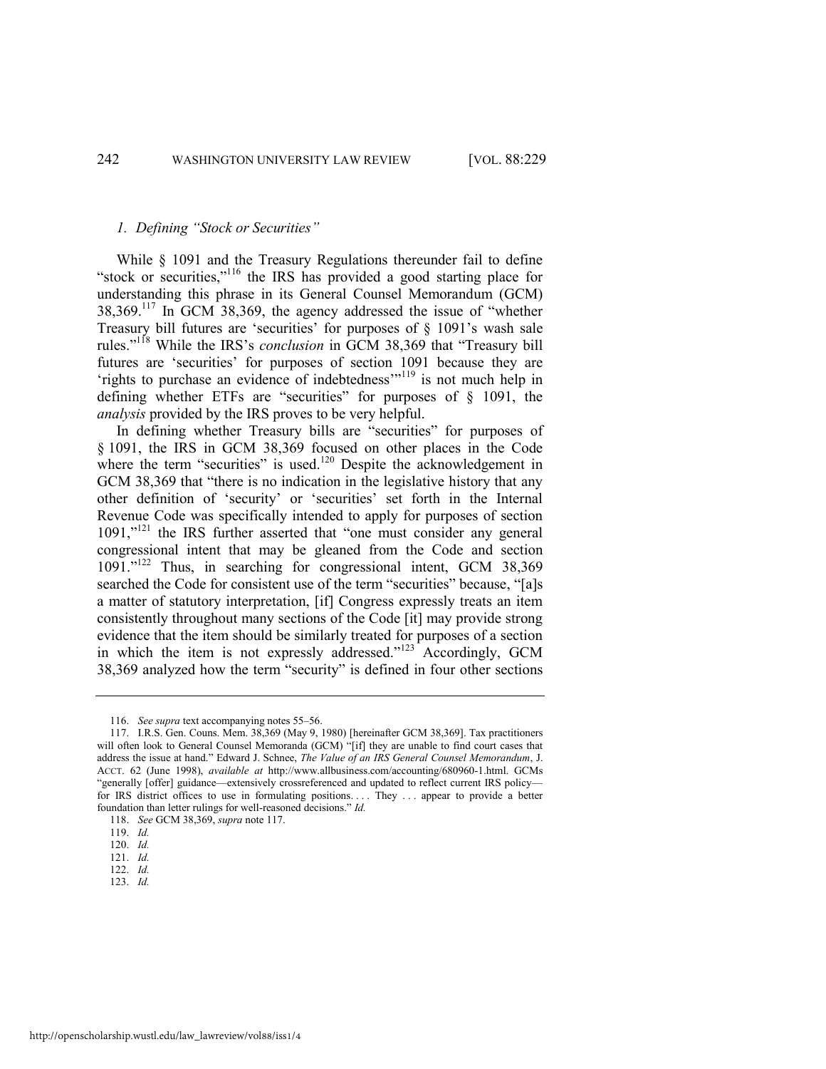### *1. Defining "Stock or Securities"*

While § 1091 and the Treasury Regulations thereunder fail to define "stock or securities,"[116] the IRS has provided a good starting place for understanding this phrase in its General Counsel Memorandum (GCM) 38,369.[117] In GCM 38,369, the agency addressed the issue of "whether Treasury bill futures are 'securities' for purposes of § 1091's wash sale rules."[118] While the IRS's *conclusion* in GCM 38,369 that "Treasury bill futures are 'securities' for purposes of section 1091 because they are 'rights to purchase an evidence of indebtedness'"[119] is not much help in defining whether ETFs are "securities" for purposes of § 1091, the *analysis* provided by the IRS proves to be very helpful.

In defining whether Treasury bills are "securities" for purposes of § 1091, the IRS in GCM 38,369 focused on other places in the Code where the term "securities" is used.[120] Despite the acknowledgement in GCM 38,369 that "there is no indication in the legislative history that any other definition of 'security' or 'securities' set forth in the Internal Revenue Code was specifically intended to apply for purposes of section 1091,"[121] the IRS further asserted that "one must consider any general congressional intent that may be gleaned from the Code and section 1091."[122] Thus, in searching for congressional intent, GCM 38,369 searched the Code for consistent use of the term "securities" because, "[a]s a matter of statutory interpretation, [if] Congress expressly treats an item consistently throughout many sections of the Code [it] may provide strong evidence that the item should be similarly treated for purposes of a section in which the item is not expressly addressed."[123] Accordingly, GCM 38,369 analyzed how the term "security" is defined in four other sections

---

116. *See supra* text accompanying notes 55–56.

117. I.R.S. Gen. Couns. Mem. 38,369 (May 9, 1980) [hereinafter GCM 38,369]. Tax practitioners will often look to General Counsel Memoranda (GCM) "[if] they are unable to find court cases that address the issue at hand." Edward J. Schnee, *The Value of an IRS General Counsel Memorandum*, J. ACCT. 62 (June 1998), *available at* http://www.allbusiness.com/accounting/680960-1.html. GCMs "generally [offer] guidance—extensively crossreferenced and updated to reflect current IRS policy—for IRS district offices to use in formulating positions. . . . They . . . appear to provide a better foundation than letter rulings for well-reasoned decisions." *Id.*

118. *See* GCM 38,369, *supra* note 117.

119. *Id.*

120. *Id.*

121. *Id.*

122. *Id.*

123. *Id.*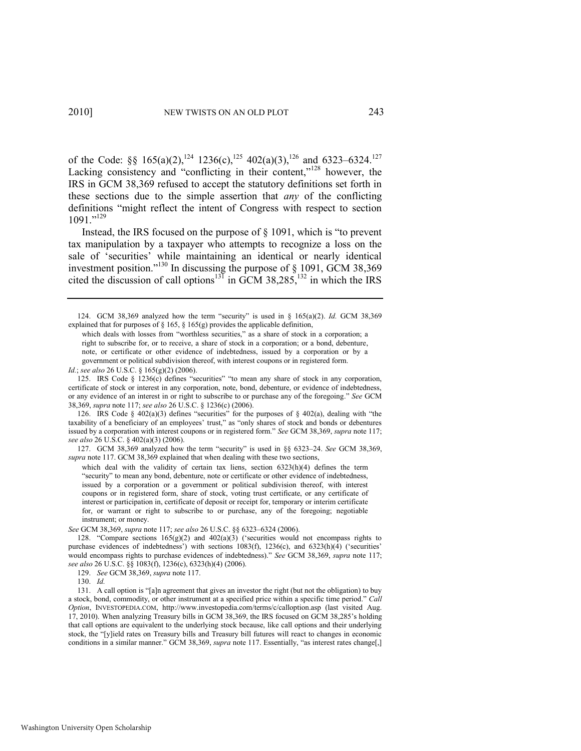of the Code: §§ 165(a)(2),[124] 1236(c),[125] 402(a)(3),[126] and 6323–6324.[127] Lacking consistency and "conflicting in their content,"[128] however, the IRS in GCM 38,369 refused to accept the statutory definitions set forth in these sections due to the simple assertion that *any* of the conflicting definitions "might reflect the intent of Congress with respect to section 1091."[129]

Instead, the IRS focused on the purpose of § 1091, which is "to prevent tax manipulation by a taxpayer who attempts to recognize a loss on the sale of 'securities' while maintaining an identical or nearly identical investment position."[130] In discussing the purpose of § 1091, GCM 38,369 cited the discussion of call options[131] in GCM 38,285,[132] in which the IRS

---

124. GCM 38,369 analyzed how the term "security" is used in § 165(a)(2). *Id.* GCM 38,369 explained that for purposes of § 165, § 165(g) provides the applicable definition,

> which deals with losses from "worthless securities," as a share of stock in a corporation; a right to subscribe for, or to receive, a share of stock in a corporation; or a bond, debenture, note, or certificate or other evidence of indebtedness, issued by a corporation or by a government or political subdivision thereof, with interest coupons or in registered form.

*Id.*; *see also* 26 U.S.C. § 165(g)(2) (2006).

125. IRS Code § 1236(c) defines "securities" "to mean any share of stock in any corporation, certificate of stock or interest in any corporation, note, bond, debenture, or evidence of indebtedness, or any evidence of an interest in or right to subscribe to or purchase any of the foregoing." *See* GCM 38,369, *supra* note 117; *see also* 26 U.S.C. § 1236(c) (2006).

126. IRS Code § 402(a)(3) defines "securities" for the purposes of § 402(a), dealing with "the taxability of a beneficiary of an employees' trust," as "only shares of stock and bonds or debentures issued by a corporation with interest coupons or in registered form." *See* GCM 38,369, *supra* note 117; *see also* 26 U.S.C. § 402(a)(3) (2006).

127. GCM 38,369 analyzed how the term "security" is used in §§ 6323–24. *See* GCM 38,369, *supra* note 117. GCM 38,369 explained that when dealing with these two sections,

> which deal with the validity of certain tax liens, section 6323(h)(4) defines the term "security" to mean any bond, debenture, note or certificate or other evidence of indebtedness, issued by a corporation or a government or political subdivision thereof, with interest coupons or in registered form, share of stock, voting trust certificate, or any certificate of interest or participation in, certificate of deposit or receipt for, temporary or interim certificate for, or warrant or right to subscribe to or purchase, any of the foregoing; negotiable instrument; or money.

*See* GCM 38,369, *supra* note 117; *see also* 26 U.S.C. §§ 6323–6324 (2006).

128. "Compare sections 165(g)(2) and 402(a)(3) ('securities would not encompass rights to purchase evidences of indebtedness') with sections 1083(f), 1236(c), and 6323(h)(4) ('securities' would encompass rights to purchase evidences of indebtedness)." *See* GCM 38,369, *supra* note 117; *see also* 26 U.S.C. §§ 1083(f), 1236(c), 6323(h)(4) (2006).

129. *See* GCM 38,369, *supra* note 117.

130. *Id.*

131. A call option is "[a]n agreement that gives an investor the right (but not the obligation) to buy a stock, bond, commodity, or other instrument at a specified price within a specific time period." *Call Option*, INVESTOPEDIA.COM, http://www.investopedia.com/terms/c/calloption.asp (last visited Aug. 17, 2010). When analyzing Treasury bills in GCM 38,369, the IRS focused on GCM 38,285's holding that call options are equivalent to the underlying stock because, like call options and their underlying stock, the "[y]ield rates on Treasury bills and Treasury bill futures will react to changes in economic conditions in a similar manner." GCM 38,369, *supra* note 117. Essentially, "as interest rates change[,]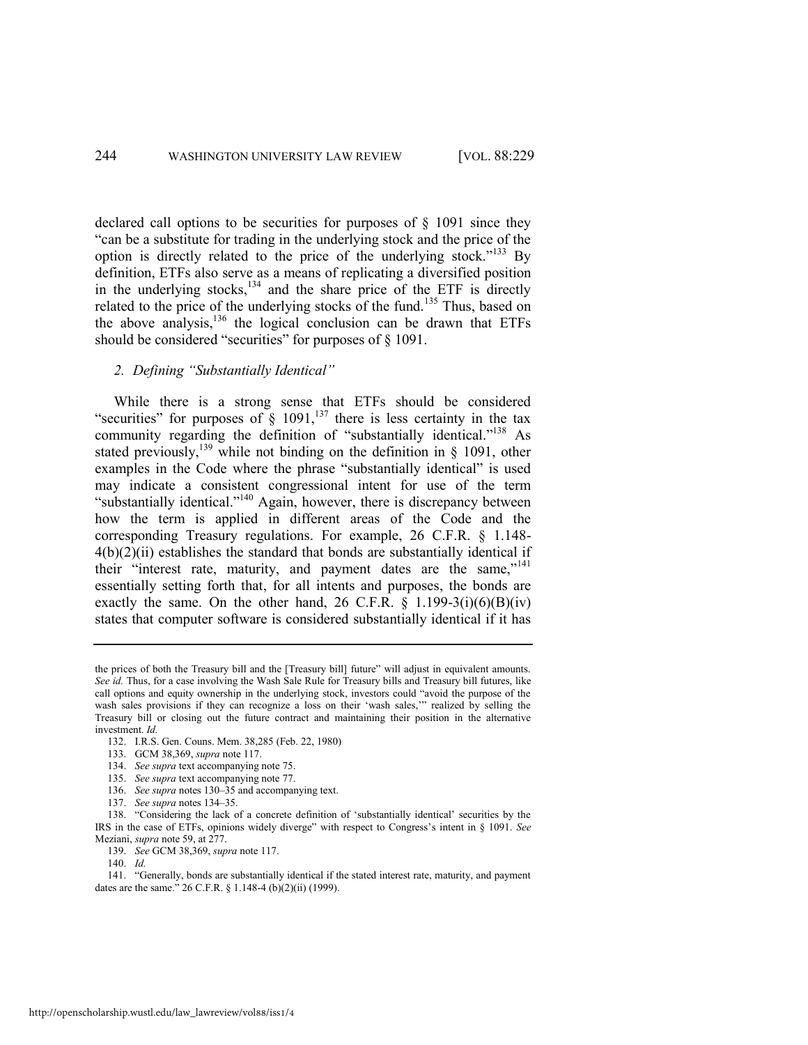declared call options to be securities for purposes of § 1091 since they "can be a substitute for trading in the underlying stock and the price of the option is directly related to the price of the underlying stock."[133] By definition, ETFs also serve as a means of replicating a diversified position in the underlying stocks,[134] and the share price of the ETF is directly related to the price of the underlying stocks of the fund.[135] Thus, based on the above analysis,[136] the logical conclusion can be drawn that ETFs should be considered "securities" for purposes of § 1091.

### *2. Defining "Substantially Identical"*

While there is a strong sense that ETFs should be considered "securities" for purposes of § 1091,[137] there is less certainty in the tax community regarding the definition of "substantially identical."[138] As stated previously,[139] while not binding on the definition in § 1091, other examples in the Code where the phrase "substantially identical" is used may indicate a consistent congressional intent for use of the term "substantially identical."[140] Again, however, there is discrepancy between how the term is applied in different areas of the Code and the corresponding Treasury regulations. For example, 26 C.F.R. § 1.148-4(b)(2)(ii) establishes the standard that bonds are substantially identical if their "interest rate, maturity, and payment dates are the same,"[141] essentially setting forth that, for all intents and purposes, the bonds are exactly the same. On the other hand, 26 C.F.R. § 1.199-3(i)(6)(B)(iv) states that computer software is considered substantially identical if it has

---

the prices of both the Treasury bill and the [Treasury bill] future" will adjust in equivalent amounts. *See id.* Thus, for a case involving the Wash Sale Rule for Treasury bills and Treasury bill futures, like call options and equity ownership in the underlying stock, investors could "avoid the purpose of the wash sales provisions if they can recognize a loss on their 'wash sales,'" realized by selling the Treasury bill or closing out the future contract and maintaining their position in the alternative investment. *Id.*

132. I.R.S. Gen. Couns. Mem. 38,285 (Feb. 22, 1980)

133. GCM 38,369, *supra* note 117.

134. *See supra* text accompanying note 75.

135. *See supra* text accompanying note 77.

136. *See supra* notes 130–35 and accompanying text.

137. *See supra* notes 134–35.

138. "Considering the lack of a concrete definition of 'substantially identical' securities by the IRS in the case of ETFs, opinions widely diverge" with respect to Congress's intent in § 1091. *See* Meziani, *supra* note 59, at 277.

139. *See* GCM 38,369, *supra* note 117.

140. *Id.*

141. "Generally, bonds are substantially identical if the stated interest rate, maturity, and payment dates are the same." 26 C.F.R. § 1.148-4 (b)(2)(ii) (1999).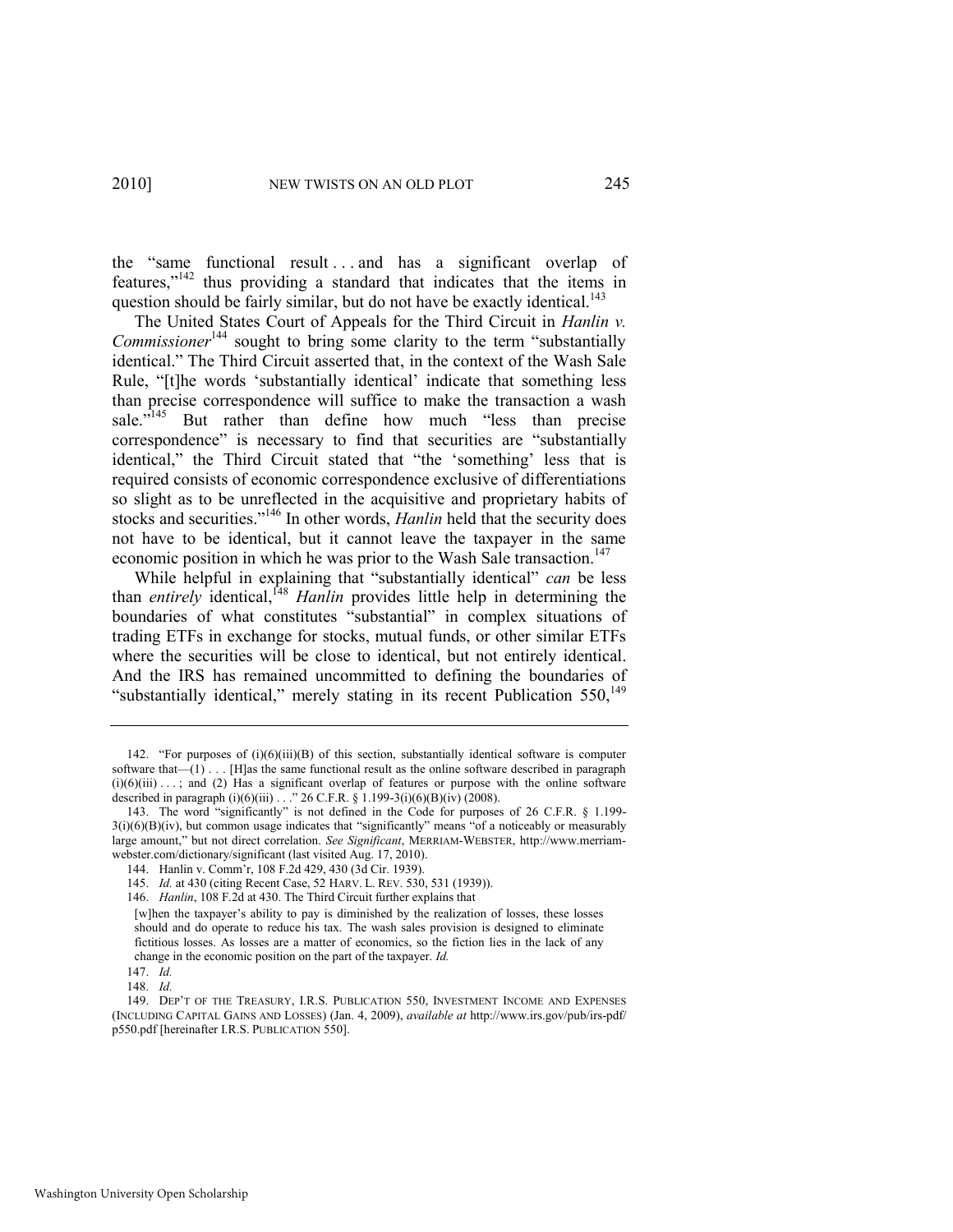the "same functional result . . . and has a significant overlap of features,"[142] thus providing a standard that indicates that the items in question should be fairly similar, but do not have be exactly identical.[143]

The United States Court of Appeals for the Third Circuit in *Hanlin v. Commissioner*[144] sought to bring some clarity to the term "substantially identical." The Third Circuit asserted that, in the context of the Wash Sale Rule, "[t]he words 'substantially identical' indicate that something less than precise correspondence will suffice to make the transaction a wash sale."[145] But rather than define how much "less than precise correspondence" is necessary to find that securities are "substantially identical," the Third Circuit stated that "the 'something' less that is required consists of economic correspondence exclusive of differentiations so slight as to be unreflected in the acquisitive and proprietary habits of stocks and securities."[146] In other words, *Hanlin* held that the security does not have to be identical, but it cannot leave the taxpayer in the same economic position in which he was prior to the Wash Sale transaction.[147]

While helpful in explaining that "substantially identical" *can* be less than *entirely* identical,[148] *Hanlin* provides little help in determining the boundaries of what constitutes "substantial" in complex situations of trading ETFs in exchange for stocks, mutual funds, or other similar ETFs where the securities will be close to identical, but not entirely identical. And the IRS has remained uncommitted to defining the boundaries of "substantially identical," merely stating in its recent Publication 550,[149]

---

142. "For purposes of (i)(6)(iii)(B) of this section, substantially identical software is computer software that—(1) . . . [H]as the same functional result as the online software described in paragraph (i)(6)(iii) . . . ; and (2) Has a significant overlap of features or purpose with the online software described in paragraph (i)(6)(iii) . . ." 26 C.F.R. § 1.199-3(i)(6)(B)(iv) (2008).

143. The word "significantly" is not defined in the Code for purposes of 26 C.F.R. § 1.199-3(i)(6)(B)(iv), but common usage indicates that "significantly" means "of a noticeably or measurably large amount," but not direct correlation. *See Significant*, MERRIAM-WEBSTER, http://www.merriam-webster.com/dictionary/significant (last visited Aug. 17, 2010).

144. Hanlin v. Comm'r, 108 F.2d 429, 430 (3d Cir. 1939).

145. *Id.* at 430 (citing Recent Case, 52 HARV. L. REV. 530, 531 (1939)).

146. *Hanlin*, 108 F.2d at 430. The Third Circuit further explains that

> [w]hen the taxpayer's ability to pay is diminished by the realization of losses, these losses should and do operate to reduce his tax. The wash sales provision is designed to eliminate fictitious losses. As losses are a matter of economics, so the fiction lies in the lack of any change in the economic position on the part of the taxpayer. *Id.*

147. *Id.*

148. *Id.*

149. DEP'T OF THE TREASURY, I.R.S. PUBLICATION 550, INVESTMENT INCOME AND EXPENSES (INCLUDING CAPITAL GAINS AND LOSSES) (Jan. 4, 2009), *available at* http://www.irs.gov/pub/irs-pdf/p550.pdf [hereinafter I.R.S. PUBLICATION 550].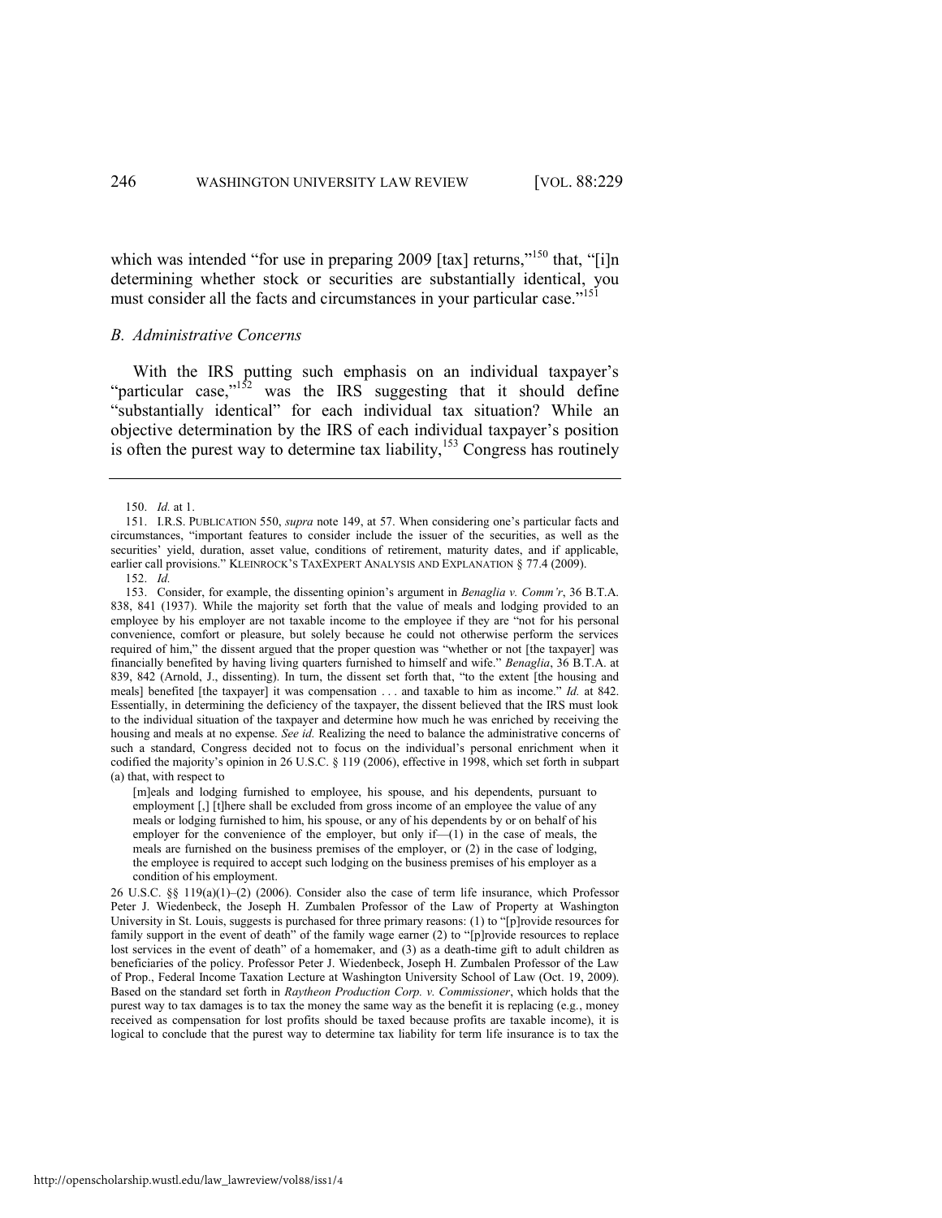which was intended "for use in preparing 2009 [tax] returns,"[150] that, "[i]n determining whether stock or securities are substantially identical, you must consider all the facts and circumstances in your particular case."[151]

### *B. Administrative Concerns*

With the IRS putting such emphasis on an individual taxpayer's "particular case,"[152] was the IRS suggesting that it should define "substantially identical" for each individual tax situation? While an objective determination by the IRS of each individual taxpayer's position is often the purest way to determine tax liability,[153] Congress has routinely

---

150. *Id.* at 1.

151. I.R.S. PUBLICATION 550, *supra* note 149, at 57. When considering one's particular facts and circumstances, "important features to consider include the issuer of the securities, as well as the securities' yield, duration, asset value, conditions of retirement, maturity dates, and if applicable, earlier call provisions." KLEINROCK'S TAXEXPERT ANALYSIS AND EXPLANATION § 77.4 (2009).

152. *Id.*

153. Consider, for example, the dissenting opinion's argument in *Benaglia v. Comm'r*, 36 B.T.A. 838, 841 (1937). While the majority set forth that the value of meals and lodging provided to an employee by his employer are not taxable income to the employee if they are "not for his personal convenience, comfort or pleasure, but solely because he could not otherwise perform the services required of him," the dissent argued that the proper question was "whether or not [the taxpayer] was financially benefited by having living quarters furnished to himself and wife." *Benaglia*, 36 B.T.A. at 839, 842 (Arnold, J., dissenting). In turn, the dissent set forth that, "to the extent [the housing and meals] benefited [the taxpayer] it was compensation . . . and taxable to him as income." *Id.* at 842. Essentially, in determining the deficiency of the taxpayer, the dissent believed that the IRS must look to the individual situation of the taxpayer and determine how much he was enriched by receiving the housing and meals at no expense. *See id.* Realizing the need to balance the administrative concerns of such a standard, Congress decided not to focus on the individual's personal enrichment when it codified the majority's opinion in 26 U.S.C. § 119 (2006), effective in 1998, which set forth in subpart (a) that, with respect to

> [m]eals and lodging furnished to employee, his spouse, and his dependents, pursuant to employment [,] [t]here shall be excluded from gross income of an employee the value of any meals or lodging furnished to him, his spouse, or any of his dependents by or on behalf of his employer for the convenience of the employer, but only if—(1) in the case of meals, the meals are furnished on the business premises of the employer, or (2) in the case of lodging, the employee is required to accept such lodging on the business premises of his employer as a condition of his employment.

26 U.S.C. §§ 119(a)(1)–(2) (2006). Consider also the case of term life insurance, which Professor Peter J. Wiedenbeck, the Joseph H. Zumbalen Professor of the Law of Property at Washington University in St. Louis, suggests is purchased for three primary reasons: (1) to "[p]rovide resources for family support in the event of death" of the family wage earner (2) to "[p]rovide resources to replace lost services in the event of death" of a homemaker, and (3) as a death-time gift to adult children as beneficiaries of the policy. Professor Peter J. Wiedenbeck, Joseph H. Zumbalen Professor of the Law of Prop., Federal Income Taxation Lecture at Washington University School of Law (Oct. 19, 2009). Based on the standard set forth in *Raytheon Production Corp. v. Commissioner*, which holds that the purest way to tax damages is to tax the money the same way as the benefit it is replacing (e.g., money received as compensation for lost profits should be taxed because profits are taxable income), it is logical to conclude that the purest way to determine tax liability for term life insurance is to tax the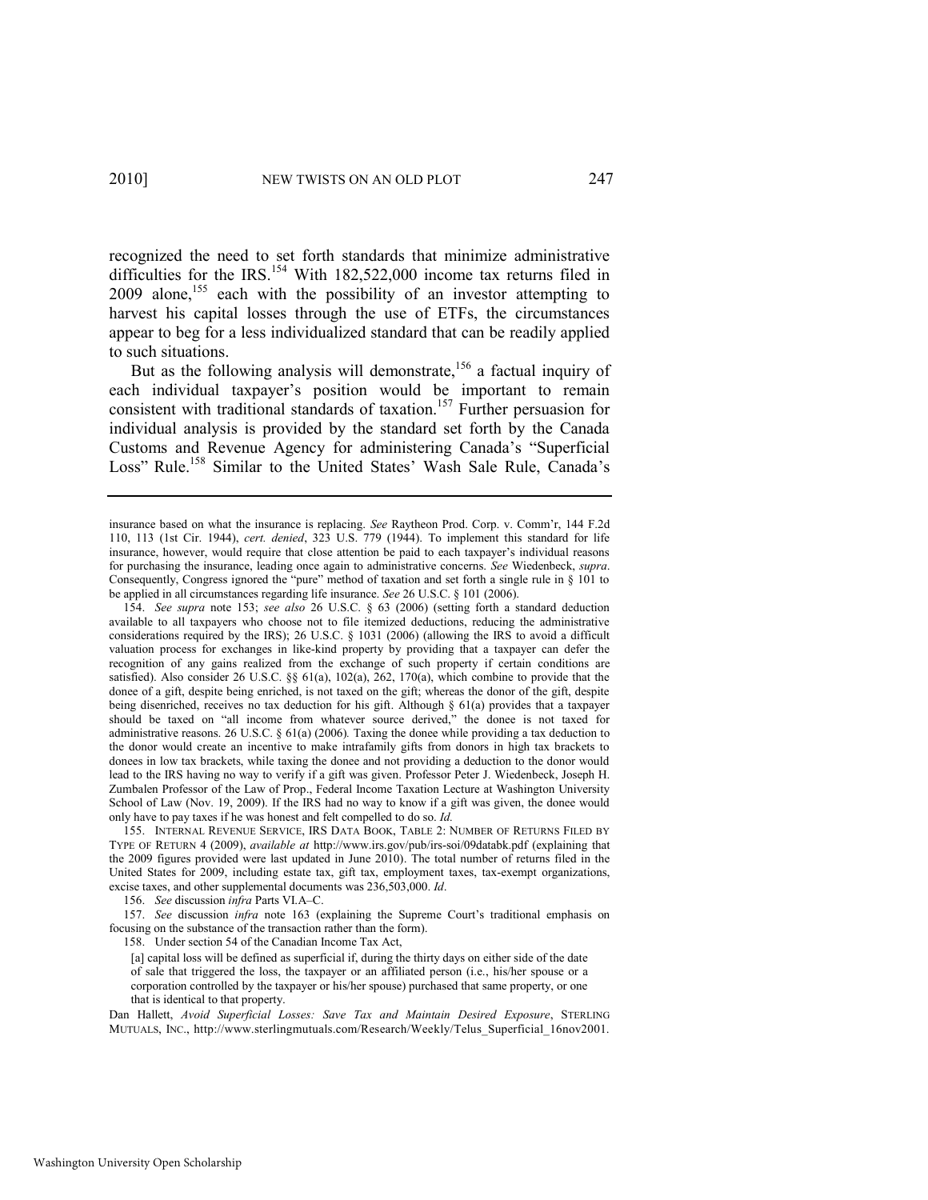recognized the need to set forth standards that minimize administrative difficulties for the IRS.[154] With 182,522,000 income tax returns filed in 2009 alone,[155] each with the possibility of an investor attempting to harvest his capital losses through the use of ETFs, the circumstances appear to beg for a less individualized standard that can be readily applied to such situations.

But as the following analysis will demonstrate,[156] a factual inquiry of each individual taxpayer's position would be important to remain consistent with traditional standards of taxation.[157] Further persuasion for individual analysis is provided by the standard set forth by the Canada Customs and Revenue Agency for administering Canada's "Superficial Loss" Rule.[158] Similar to the United States' Wash Sale Rule, Canada's

---

insurance based on what the insurance is replacing. *See* Raytheon Prod. Corp. v. Comm'r, 144 F.2d 110, 113 (1st Cir. 1944), *cert. denied*, 323 U.S. 779 (1944). To implement this standard for life insurance, however, would require that close attention be paid to each taxpayer's individual reasons for purchasing the insurance, leading once again to administrative concerns. *See* Wiedenbeck, *supra*. Consequently, Congress ignored the "pure" method of taxation and set forth a single rule in § 101 to be applied in all circumstances regarding life insurance. *See* 26 U.S.C. § 101 (2006).

154. *See supra* note 153; *see also* 26 U.S.C. § 63 (2006) (setting forth a standard deduction available to all taxpayers who choose not to file itemized deductions, reducing the administrative considerations required by the IRS); 26 U.S.C. § 1031 (2006) (allowing the IRS to avoid a difficult valuation process for exchanges in like-kind property by providing that a taxpayer can defer the recognition of any gains realized from the exchange of such property if certain conditions are satisfied). Also consider 26 U.S.C. §§ 61(a), 102(a), 262, 170(a), which combine to provide that the donee of a gift, despite being enriched, is not taxed on the gift; whereas the donor of the gift, despite being disenriched, receives no tax deduction for his gift. Although § 61(a) provides that a taxpayer should be taxed on "all income from whatever source derived," the donee is not taxed for administrative reasons. 26 U.S.C. § 61(a) (2006). Taxing the donee while providing a tax deduction to the donor would create an incentive to make intrafamily gifts from donors in high tax brackets to donees in low tax brackets, while taxing the donee and not providing a deduction to the donor would lead to the IRS having no way to verify if a gift was given. Professor Peter J. Wiedenbeck, Joseph H. Zumbalen Professor of the Law of Prop., Federal Income Taxation Lecture at Washington University School of Law (Nov. 19, 2009). If the IRS had no way to know if a gift was given, the donee would only have to pay taxes if he was honest and felt compelled to do so. *Id.*

155. INTERNAL REVENUE SERVICE, IRS DATA BOOK, TABLE 2: NUMBER OF RETURNS FILED BY TYPE OF RETURN 4 (2009), *available at* http://www.irs.gov/pub/irs-soi/09databk.pdf (explaining that the 2009 figures provided were last updated in June 2010). The total number of returns filed in the United States for 2009, including estate tax, gift tax, employment taxes, tax-exempt organizations, excise taxes, and other supplemental documents was 236,503,000. *Id*.

156. *See* discussion *infra* Parts VI.A–C.

157. *See* discussion *infra* note 163 (explaining the Supreme Court's traditional emphasis on focusing on the substance of the transaction rather than the form).

158. Under section 54 of the Canadian Income Tax Act,

> [a] capital loss will be defined as superficial if, during the thirty days on either side of the date of sale that triggered the loss, the taxpayer or an affiliated person (i.e., his/her spouse or a corporation controlled by the taxpayer or his/her spouse) purchased that same property, or one that is identical to that property.

Dan Hallett, *Avoid Superficial Losses: Save Tax and Maintain Desired Exposure*, STERLING MUTUALS, INC., http://www.sterlingmutuals.com/Research/Weekly/Telus_Superficial_16nov2001.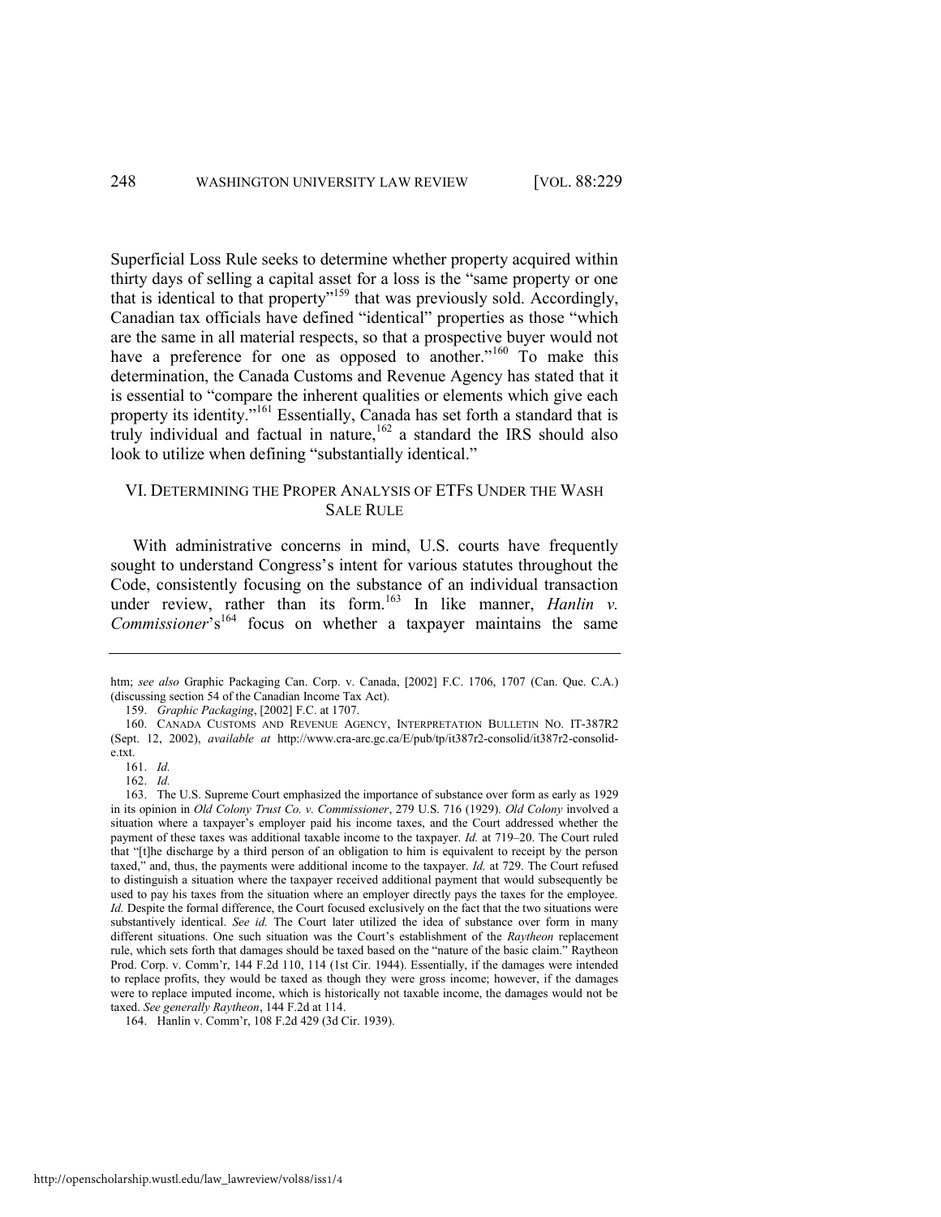Superficial Loss Rule seeks to determine whether property acquired within thirty days of selling a capital asset for a loss is the "same property or one that is identical to that property"[159] that was previously sold. Accordingly, Canadian tax officials have defined "identical" properties as those "which are the same in all material respects, so that a prospective buyer would not have a preference for one as opposed to another."[160] To make this determination, the Canada Customs and Revenue Agency has stated that it is essential to "compare the inherent qualities or elements which give each property its identity."[161] Essentially, Canada has set forth a standard that is truly individual and factual in nature,[162] a standard the IRS should also look to utilize when defining "substantially identical."

## VI. DETERMINING THE PROPER ANALYSIS OF ETFS UNDER THE WASH SALE RULE

With administrative concerns in mind, U.S. courts have frequently sought to understand Congress's intent for various statutes throughout the Code, consistently focusing on the substance of an individual transaction under review, rather than its form.[163] In like manner, *Hanlin v. Commissioner*'s[164] focus on whether a taxpayer maintains the same

---

htm; *see also* Graphic Packaging Can. Corp. v. Canada, [2002] F.C. 1706, 1707 (Can. Que. C.A.) (discussing section 54 of the Canadian Income Tax Act).

159. *Graphic Packaging*, [2002] F.C. at 1707.

160. CANADA CUSTOMS AND REVENUE AGENCY, INTERPRETATION BULLETIN NO. IT-387R2 (Sept. 12, 2002), *available at* http://www.cra-arc.gc.ca/E/pub/tp/it387r2-consolid/it387r2-consolid-e.txt.

161. *Id.*

162. *Id.*

163. The U.S. Supreme Court emphasized the importance of substance over form as early as 1929 in its opinion in *Old Colony Trust Co. v. Commissioner*, 279 U.S. 716 (1929). *Old Colony* involved a situation where a taxpayer's employer paid his income taxes, and the Court addressed whether the payment of these taxes was additional taxable income to the taxpayer. *Id.* at 719–20. The Court ruled that "[t]he discharge by a third person of an obligation to him is equivalent to receipt by the person taxed," and, thus, the payments were additional income to the taxpayer. *Id.* at 729. The Court refused to distinguish a situation where the taxpayer received additional payment that would subsequently be used to pay his taxes from the situation where an employer directly pays the taxes for the employee. *Id.* Despite the formal difference, the Court focused exclusively on the fact that the two situations were substantively identical. *See id.* The Court later utilized the idea of substance over form in many different situations. One such situation was the Court's establishment of the *Raytheon* replacement rule, which sets forth that damages should be taxed based on the "nature of the basic claim." Raytheon Prod. Corp. v. Comm'r, 144 F.2d 110, 114 (1st Cir. 1944). Essentially, if the damages were intended to replace profits, they would be taxed as though they were gross income; however, if the damages were to replace imputed income, which is historically not taxable income, the damages would not be taxed. *See generally Raytheon*, 144 F.2d at 114.

164. Hanlin v. Comm'r, 108 F.2d 429 (3d Cir. 1939).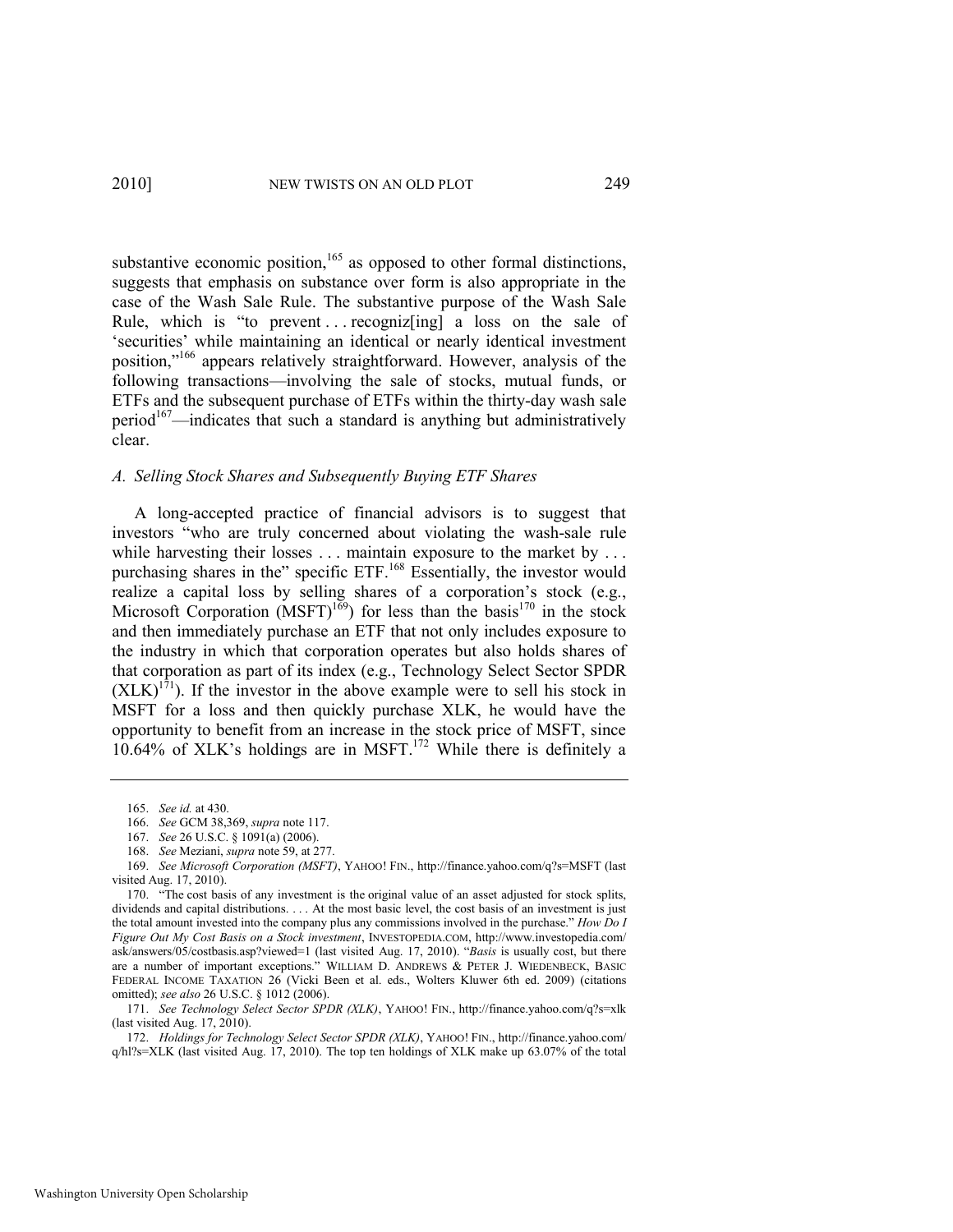substantive economic position,[165] as opposed to other formal distinctions, suggests that emphasis on substance over form is also appropriate in the case of the Wash Sale Rule. The substantive purpose of the Wash Sale Rule, which is "to prevent . . . recogniz[ing] a loss on the sale of 'securities' while maintaining an identical or nearly identical investment position,"[166] appears relatively straightforward. However, analysis of the following transactions—involving the sale of stocks, mutual funds, or ETFs and the subsequent purchase of ETFs within the thirty-day wash sale period[167]—indicates that such a standard is anything but administratively clear.

### *A. Selling Stock Shares and Subsequently Buying ETF Shares*

A long-accepted practice of financial advisors is to suggest that investors "who are truly concerned about violating the wash-sale rule while harvesting their losses . . . maintain exposure to the market by . . . purchasing shares in the" specific ETF.[168] Essentially, the investor would realize a capital loss by selling shares of a corporation's stock (e.g., Microsoft Corporation (MSFT)[169]) for less than the basis[170] in the stock and then immediately purchase an ETF that not only includes exposure to the industry in which that corporation operates but also holds shares of that corporation as part of its index (e.g., Technology Select Sector SPDR (XLK)[171]). If the investor in the above example were to sell his stock in MSFT for a loss and then quickly purchase XLK, he would have the opportunity to benefit from an increase in the stock price of MSFT, since 10.64% of XLK's holdings are in MSFT.[172] While there is definitely a

---

165. *See id.* at 430.

166. *See* GCM 38,369, *supra* note 117.

167. *See* 26 U.S.C. § 1091(a) (2006).

168. *See* Meziani, *supra* note 59, at 277.

169. *See Microsoft Corporation (MSFT)*, YAHOO! FIN., http://finance.yahoo.com/q?s=MSFT (last visited Aug. 17, 2010).

170. "The cost basis of any investment is the original value of an asset adjusted for stock splits, dividends and capital distributions. . . . At the most basic level, the cost basis of an investment is just the total amount invested into the company plus any commissions involved in the purchase." *How Do I Figure Out My Cost Basis on a Stock investment*, INVESTOPEDIA.COM, http://www.investopedia.com/ask/answers/05/costbasis.asp?viewed=1 (last visited Aug. 17, 2010). "*Basis* is usually cost, but there are a number of important exceptions." WILLIAM D. ANDREWS & PETER J. WIEDENBECK, BASIC FEDERAL INCOME TAXATION 26 (Vicki Been et al. eds., Wolters Kluwer 6th ed. 2009) (citations omitted); *see also* 26 U.S.C. § 1012 (2006).

171. *See Technology Select Sector SPDR (XLK)*, YAHOO! FIN., http://finance.yahoo.com/q?s=xlk (last visited Aug. 17, 2010).

172. *Holdings for Technology Select Sector SPDR (XLK)*, YAHOO! FIN., http://finance.yahoo.com/q/hl?s=XLK (last visited Aug. 17, 2010). The top ten holdings of XLK make up 63.07% of the total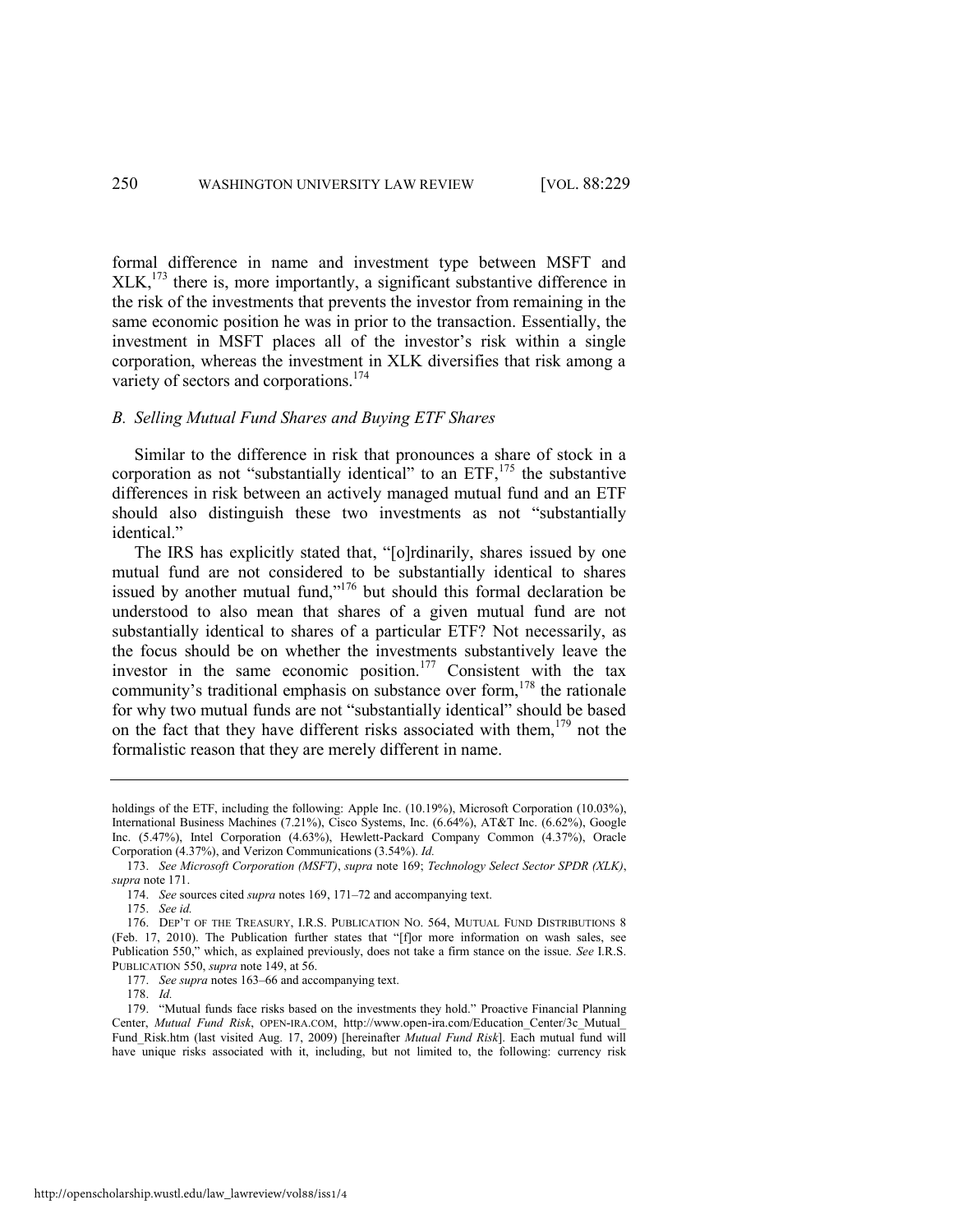formal difference in name and investment type between MSFT and XLK,[173] there is, more importantly, a significant substantive difference in the risk of the investments that prevents the investor from remaining in the same economic position he was in prior to the transaction. Essentially, the investment in MSFT places all of the investor's risk within a single corporation, whereas the investment in XLK diversifies that risk among a variety of sectors and corporations.[174]

### *B. Selling Mutual Fund Shares and Buying ETF Shares*

Similar to the difference in risk that pronounces a share of stock in a corporation as not "substantially identical" to an ETF,[175] the substantive differences in risk between an actively managed mutual fund and an ETF should also distinguish these two investments as not "substantially identical."

The IRS has explicitly stated that, "[o]rdinarily, shares issued by one mutual fund are not considered to be substantially identical to shares issued by another mutual fund,"[176] but should this formal declaration be understood to also mean that shares of a given mutual fund are not substantially identical to shares of a particular ETF? Not necessarily, as the focus should be on whether the investments substantively leave the investor in the same economic position.[177] Consistent with the tax community's traditional emphasis on substance over form,[178] the rationale for why two mutual funds are not "substantially identical" should be based on the fact that they have different risks associated with them,[179] not the formalistic reason that they are merely different in name.

---

holdings of the ETF, including the following: Apple Inc. (10.19%), Microsoft Corporation (10.03%), International Business Machines (7.21%), Cisco Systems, Inc. (6.64%), AT&T Inc. (6.62%), Google Inc. (5.47%), Intel Corporation (4.63%), Hewlett-Packard Company Common (4.37%), Oracle Corporation (4.37%), and Verizon Communications (3.54%). *Id.*

173. *See Microsoft Corporation (MSFT)*, *supra* note 169; *Technology Select Sector SPDR (XLK)*, *supra* note 171.

174. *See* sources cited *supra* notes 169, 171–72 and accompanying text.

175. *See id.*

176. DEP'T OF THE TREASURY, I.R.S. PUBLICATION NO. 564, MUTUAL FUND DISTRIBUTIONS 8 (Feb. 17, 2010). The Publication further states that "[f]or more information on wash sales, see Publication 550," which, as explained previously, does not take a firm stance on the issue. *See* I.R.S. PUBLICATION 550, *supra* note 149, at 56.

177. *See supra* notes 163–66 and accompanying text.

178. *Id.*

179. "Mutual funds face risks based on the investments they hold." Proactive Financial Planning Center, *Mutual Fund Risk*, OPEN-IRA.COM, http://www.open-ira.com/Education_Center/3c_Mutual_Fund_Risk.htm (last visited Aug. 17, 2009) [hereinafter *Mutual Fund Risk*]. Each mutual fund will have unique risks associated with it, including, but not limited to, the following: currency risk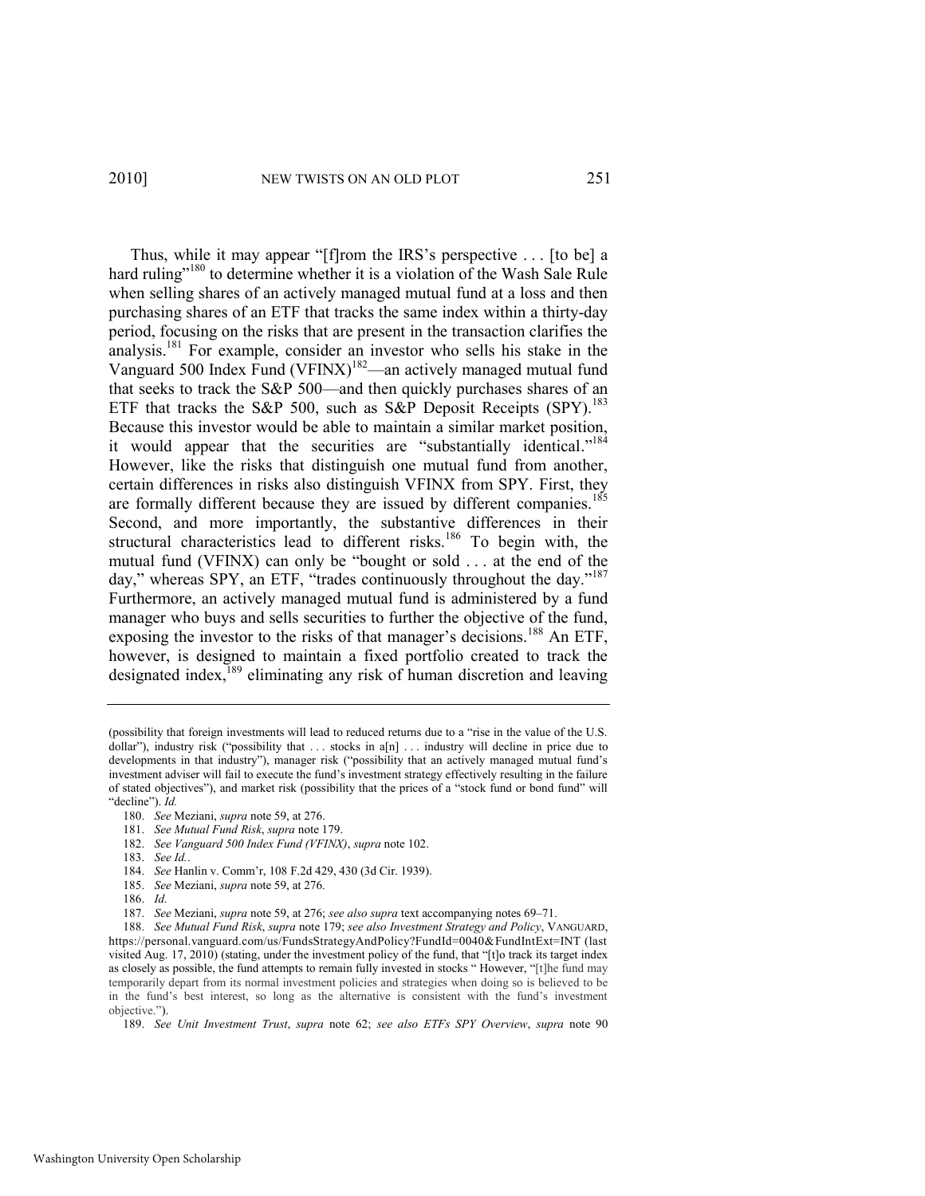Thus, while it may appear "[f]rom the IRS's perspective . . . [to be] a hard ruling"[180] to determine whether it is a violation of the Wash Sale Rule when selling shares of an actively managed mutual fund at a loss and then purchasing shares of an ETF that tracks the same index within a thirty-day period, focusing on the risks that are present in the transaction clarifies the analysis.[181] For example, consider an investor who sells his stake in the Vanguard 500 Index Fund (VFINX)[182]—an actively managed mutual fund that seeks to track the S&P 500—and then quickly purchases shares of an ETF that tracks the S&P 500, such as S&P Deposit Receipts (SPY).[183] Because this investor would be able to maintain a similar market position, it would appear that the securities are "substantially identical."[184] However, like the risks that distinguish one mutual fund from another, certain differences in risks also distinguish VFINX from SPY. First, they are formally different because they are issued by different companies.[185] Second, and more importantly, the substantive differences in their structural characteristics lead to different risks.[186] To begin with, the mutual fund (VFINX) can only be "bought or sold . . . at the end of the day," whereas SPY, an ETF, "trades continuously throughout the day."[187] Furthermore, an actively managed mutual fund is administered by a fund manager who buys and sells securities to further the objective of the fund, exposing the investor to the risks of that manager's decisions.[188] An ETF, however, is designed to maintain a fixed portfolio created to track the designated index,[189] eliminating any risk of human discretion and leaving

---

(possibility that foreign investments will lead to reduced returns due to a "rise in the value of the U.S. dollar"), industry risk ("possibility that . . . stocks in a[n] . . . industry will decline in price due to developments in that industry"), manager risk ("possibility that an actively managed mutual fund's investment adviser will fail to execute the fund's investment strategy effectively resulting in the failure of stated objectives"), and market risk (possibility that the prices of a "stock fund or bond fund" will "decline"). *Id.*

180. *See* Meziani, *supra* note 59, at 276.

181. *See Mutual Fund Risk*, *supra* note 179.

182. *See Vanguard 500 Index Fund (VFINX)*, *supra* note 102.

183. *See Id.*.

184. *See* Hanlin v. Comm'r, 108 F.2d 429, 430 (3d Cir. 1939).

185. *See* Meziani, *supra* note 59, at 276.

186. *Id.*

187. *See* Meziani, *supra* note 59, at 276; *see also supra* text accompanying notes 69–71.

188. *See Mutual Fund Risk*, *supra* note 179; *see also Investment Strategy and Policy*, VANGUARD, https://personal.vanguard.com/us/FundsStrategyAndPolicy?FundId=0040&FundIntExt=INT (last visited Aug. 17, 2010) (stating, under the investment policy of the fund, that "[t]o track its target index as closely as possible, the fund attempts to remain fully invested in stocks " However, "[t]he fund may temporarily depart from its normal investment policies and strategies when doing so is believed to be in the fund's best interest, so long as the alternative is consistent with the fund's investment objective.").

189. *See Unit Investment Trust*, *supra* note 62; *see also ETFs SPY Overview*, *supra* note 90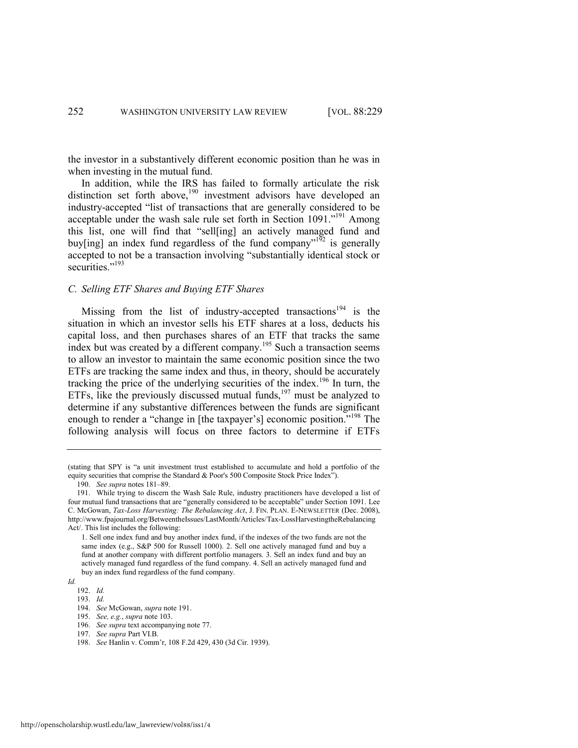the investor in a substantively different economic position than he was in when investing in the mutual fund.

In addition, while the IRS has failed to formally articulate the risk distinction set forth above,[190] investment advisors have developed an industry-accepted "list of transactions that are generally considered to be acceptable under the wash sale rule set forth in Section 1091."[191] Among this list, one will find that "sell[ing] an actively managed fund and buy[ing] an index fund regardless of the fund company"[192] is generally accepted to not be a transaction involving "substantially identical stock or securities."[193]

### *C. Selling ETF Shares and Buying ETF Shares*

Missing from the list of industry-accepted transactions[194] is the situation in which an investor sells his ETF shares at a loss, deducts his capital loss, and then purchases shares of an ETF that tracks the same index but was created by a different company.[195] Such a transaction seems to allow an investor to maintain the same economic position since the two ETFs are tracking the same index and thus, in theory, should be accurately tracking the price of the underlying securities of the index.[196] In turn, the ETFs, like the previously discussed mutual funds,[197] must be analyzed to determine if any substantive differences between the funds are significant enough to render a "change in [the taxpayer's] economic position."[198] The following analysis will focus on three factors to determine if ETFs

---

(stating that SPY is "a unit investment trust established to accumulate and hold a portfolio of the equity securities that comprise the Standard & Poor's 500 Composite Stock Price Index").

190. *See supra* notes 181–89.

191. While trying to discern the Wash Sale Rule, industry practitioners have developed a list of four mutual fund transactions that are "generally considered to be acceptable" under Section 1091. Lee C. McGowan, *Tax-Loss Harvesting: The Rebalancing Act*, J. FIN. PLAN. E-NEWSLETTER (Dec. 2008), http://www.fpajournal.org/BetweentheIssues/LastMonth/Articles/Tax-LossHarvestingtheRebalancingAct/. This list includes the following:

> 1. Sell one index fund and buy another index fund, if the indexes of the two funds are not the same index (e.g., S&P 500 for Russell 1000). 2. Sell one actively managed fund and buy a fund at another company with different portfolio managers. 3. Sell an index fund and buy an actively managed fund regardless of the fund company. 4. Sell an actively managed fund and buy an index fund regardless of the fund company.

*Id.*

192. *Id.*

193. *Id.*

194. *See* McGowan, *supra* note 191.

195. *See, e.g.*, *supra* note 103.

196. *See supra* text accompanying note 77.

197. *See supra* Part VI.B.

198. *See* Hanlin v. Comm'r, 108 F.2d 429, 430 (3d Cir. 1939).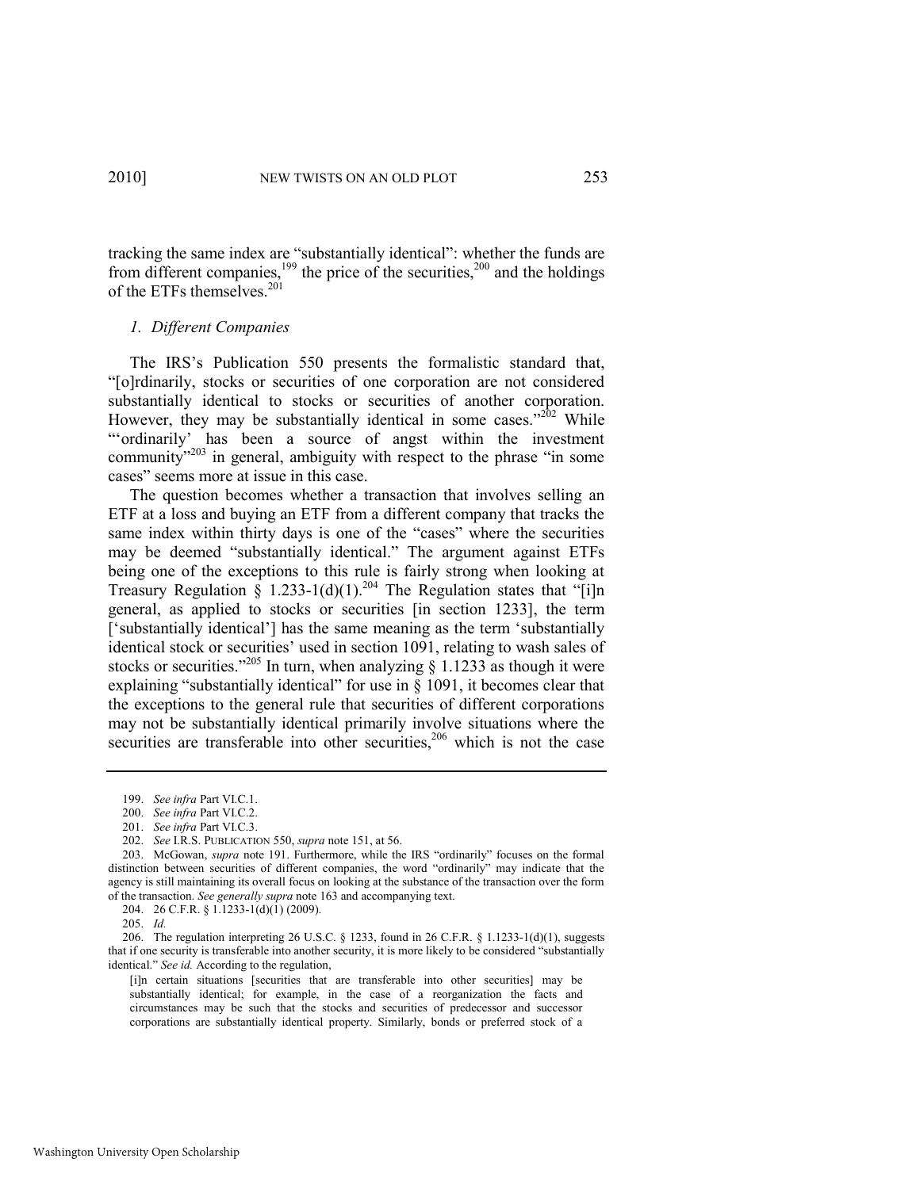tracking the same index are "substantially identical": whether the funds are from different companies,[199] the price of the securities,[200] and the holdings of the ETFs themselves.[201]

### *1. Different Companies*

The IRS's Publication 550 presents the formalistic standard that, "[o]rdinarily, stocks or securities of one corporation are not considered substantially identical to stocks or securities of another corporation. However, they may be substantially identical in some cases."[202] While "'ordinarily' has been a source of angst within the investment community"[203] in general, ambiguity with respect to the phrase "in some cases" seems more at issue in this case.

The question becomes whether a transaction that involves selling an ETF at a loss and buying an ETF from a different company that tracks the same index within thirty days is one of the "cases" where the securities may be deemed "substantially identical." The argument against ETFs being one of the exceptions to this rule is fairly strong when looking at Treasury Regulation § 1.233-1(d)(1).[204] The Regulation states that "[i]n general, as applied to stocks or securities [in section 1233], the term ['substantially identical'] has the same meaning as the term 'substantially identical stock or securities' used in section 1091, relating to wash sales of stocks or securities."[205] In turn, when analyzing § 1.1233 as though it were explaining "substantially identical" for use in § 1091, it becomes clear that the exceptions to the general rule that securities of different corporations may not be substantially identical primarily involve situations where the securities are transferable into other securities,[206] which is not the case

---

199. *See infra* Part VI.C.1.

200. *See infra* Part VI.C.2.

201. *See infra* Part VI.C.3.

202. *See* I.R.S. PUBLICATION 550, *supra* note 151, at 56.

203. McGowan, *supra* note 191. Furthermore, while the IRS "ordinarily" focuses on the formal distinction between securities of different companies, the word "ordinarily" may indicate that the agency is still maintaining its overall focus on looking at the substance of the transaction over the form of the transaction. *See generally supra* note 163 and accompanying text.

204. 26 C.F.R. § 1.1233-1(d)(1) (2009).

205. *Id.*

206. The regulation interpreting 26 U.S.C. § 1233, found in 26 C.F.R. § 1.1233-1(d)(1), suggests that if one security is transferable into another security, it is more likely to be considered "substantially identical." *See id.* According to the regulation,

> [i]n certain situations [securities that are transferable into other securities] may be substantially identical; for example, in the case of a reorganization the facts and circumstances may be such that the stocks and securities of predecessor and successor corporations are substantially identical property. Similarly, bonds or preferred stock of a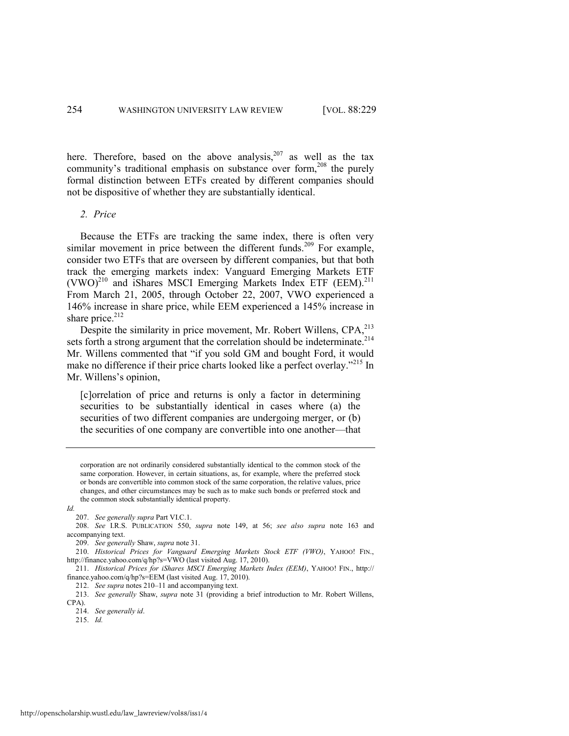here. Therefore, based on the above analysis,[207] as well as the tax community's traditional emphasis on substance over form,[208] the purely formal distinction between ETFs created by different companies should not be dispositive of whether they are substantially identical.

*2. Price*

Because the ETFs are tracking the same index, there is often very similar movement in price between the different funds.[209] For example, consider two ETFs that are overseen by different companies, but that both track the emerging markets index: Vanguard Emerging Markets ETF (VWO)[210] and iShares MSCI Emerging Markets Index ETF (EEM).[211] From March 21, 2005, through October 22, 2007, VWO experienced a 146% increase in share price, while EEM experienced a 145% increase in share price.[212]

Despite the similarity in price movement, Mr. Robert Willens, CPA,[213] sets forth a strong argument that the correlation should be indeterminate.[214] Mr. Willens commented that "if you sold GM and bought Ford, it would make no difference if their price charts looked like a perfect overlay."[215] In Mr. Willens's opinion,

> [c]orrelation of price and returns is only a factor in determining securities to be substantially identical in cases where (a) the securities of two different companies are undergoing merger, or (b) the securities of one company are convertible into one another—that

---

corporation are not ordinarily considered substantially identical to the common stock of the same corporation. However, in certain situations, as, for example, where the preferred stock or bonds are convertible into common stock of the same corporation, the relative values, price changes, and other circumstances may be such as to make such bonds or preferred stock and the common stock substantially identical property.

*Id.*

207. *See generally supra* Part VI.C.1.

208. *See* I.R.S. PUBLICATION 550, *supra* note 149, at 56; *see also supra* note 163 and accompanying text.

209. *See generally* Shaw, *supra* note 31.

210. *Historical Prices for Vanguard Emerging Markets Stock ETF (VWO)*, YAHOO! FIN., http://finance.yahoo.com/q/hp?s=VWO (last visited Aug. 17, 2010).

211. *Historical Prices for iShares MSCI Emerging Markets Index (EEM)*, YAHOO! FIN., http://finance.yahoo.com/q/hp?s=EEM (last visited Aug. 17, 2010).

212. *See supra* notes 210–11 and accompanying text.

213. *See generally* Shaw, *supra* note 31 (providing a brief introduction to Mr. Robert Willens, CPA).

214. *See generally id*.

215. *Id.*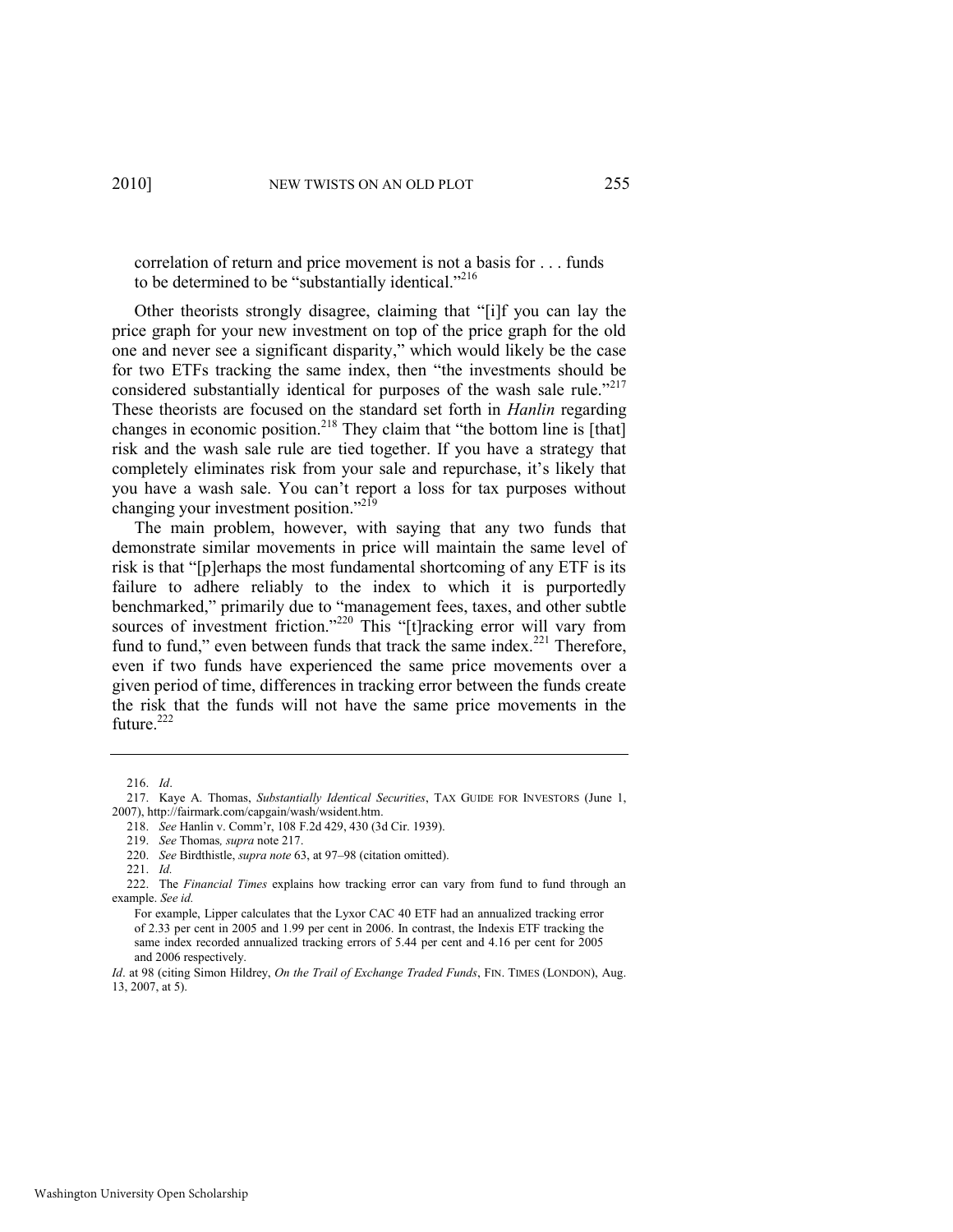correlation of return and price movement is not a basis for . . . funds to be determined to be "substantially identical."[216]

Other theorists strongly disagree, claiming that "[i]f you can lay the price graph for your new investment on top of the price graph for the old one and never see a significant disparity," which would likely be the case for two ETFs tracking the same index, then "the investments should be considered substantially identical for purposes of the wash sale rule."[217] These theorists are focused on the standard set forth in *Hanlin* regarding changes in economic position.[218] They claim that "the bottom line is [that] risk and the wash sale rule are tied together. If you have a strategy that completely eliminates risk from your sale and repurchase, it's likely that you have a wash sale. You can't report a loss for tax purposes without changing your investment position."[219]

The main problem, however, with saying that any two funds that demonstrate similar movements in price will maintain the same level of risk is that "[p]erhaps the most fundamental shortcoming of any ETF is its failure to adhere reliably to the index to which it is purportedly benchmarked," primarily due to "management fees, taxes, and other subtle sources of investment friction."[220] This "[t]racking error will vary from fund to fund," even between funds that track the same index.[221] Therefore, even if two funds have experienced the same price movements over a given period of time, differences in tracking error between the funds create the risk that the funds will not have the same price movements in the future.[222]

---

216. *Id*.

217. Kaye A. Thomas, *Substantially Identical Securities*, TAX GUIDE FOR INVESTORS (June 1, 2007), http://fairmark.com/capgain/wash/wsident.htm.

218. *See* Hanlin v. Comm'r, 108 F.2d 429, 430 (3d Cir. 1939).

219. *See* Thomas*, supra* note 217.

220. *See* Birdthistle, *supra note* 63, at 97–98 (citation omitted).

221. *Id.*

222. The *Financial Times* explains how tracking error can vary from fund to fund through an example. *See id.*

> For example, Lipper calculates that the Lyxor CAC 40 ETF had an annualized tracking error of 2.33 per cent in 2005 and 1.99 per cent in 2006. In contrast, the Indexis ETF tracking the same index recorded annualized tracking errors of 5.44 per cent and 4.16 per cent for 2005 and 2006 respectively.

*Id*. at 98 (citing Simon Hildrey, *On the Trail of Exchange Traded Funds*, FIN. TIMES (LONDON), Aug. 13, 2007, at 5).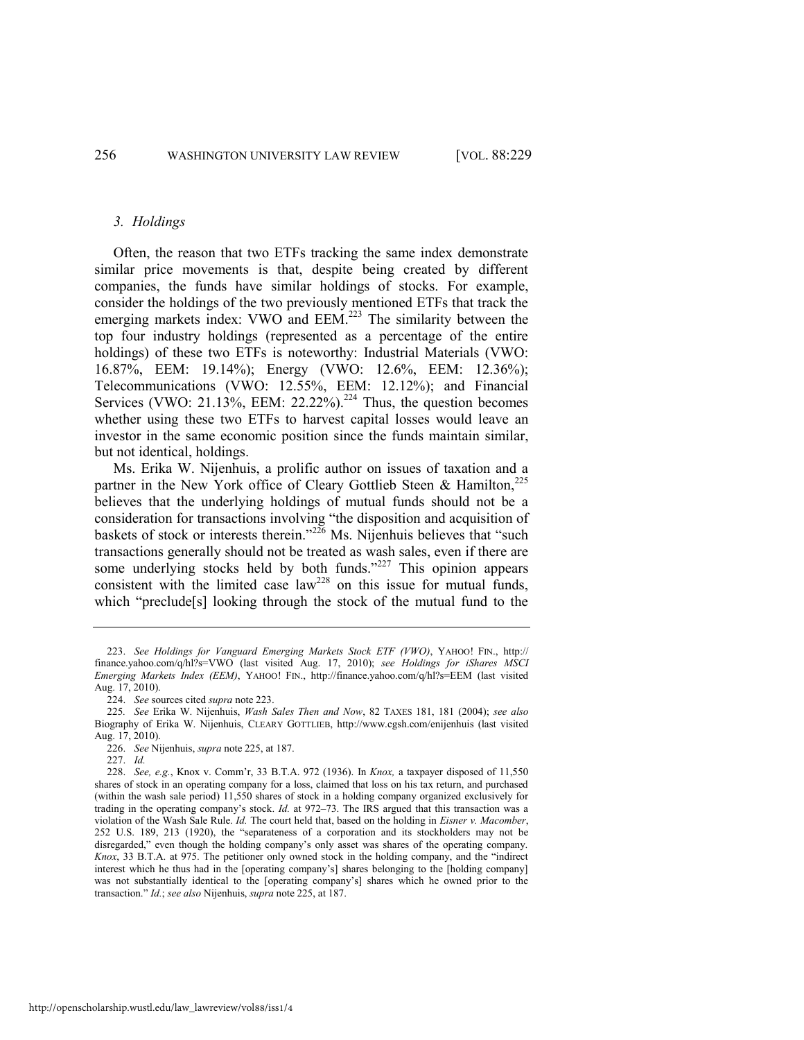### 3. Holdings

Often, the reason that two ETFs tracking the same index demonstrate similar price movements is that, despite being created by different companies, the funds have similar holdings of stocks. For example, consider the holdings of the two previously mentioned ETFs that track the emerging markets index: VWO and EEM.[223] The similarity between the top four industry holdings (represented as a percentage of the entire holdings) of these two ETFs is noteworthy: Industrial Materials (VWO: 16.87%, EEM: 19.14%); Energy (VWO: 12.6%, EEM: 12.36%); Telecommunications (VWO: 12.55%, EEM: 12.12%); and Financial Services (VWO: 21.13%, EEM: 22.22%).[224] Thus, the question becomes whether using these two ETFs to harvest capital losses would leave an investor in the same economic position since the funds maintain similar, but not identical, holdings.

Ms. Erika W. Nijenhuis, a prolific author on issues of taxation and a partner in the New York office of Cleary Gottlieb Steen & Hamilton,[225] believes that the underlying holdings of mutual funds should not be a consideration for transactions involving "the disposition and acquisition of baskets of stock or interests therein."[226] Ms. Nijenhuis believes that "such transactions generally should not be treated as wash sales, even if there are some underlying stocks held by both funds."[227] This opinion appears consistent with the limited case law[228] on this issue for mutual funds, which "preclude[s] looking through the stock of the mutual fund to the

---

223. *See Holdings for Vanguard Emerging Markets Stock ETF (VWO)*, YAHOO! FIN., http://finance.yahoo.com/q/hl?s=VWO (last visited Aug. 17, 2010); *see Holdings for iShares MSCI Emerging Markets Index (EEM)*, YAHOO! FIN., http://finance.yahoo.com/q/hl?s=EEM (last visited Aug. 17, 2010).

224. *See* sources cited *supra* note 223.

225. *See* Erika W. Nijenhuis, *Wash Sales Then and Now*, 82 TAXES 181, 181 (2004); *see also* Biography of Erika W. Nijenhuis, CLEARY GOTTLIEB, http://www.cgsh.com/enijenhuis (last visited Aug. 17, 2010).

226. *See* Nijenhuis, *supra* note 225, at 187.

227. *Id.*

228. *See, e.g.*, Knox v. Comm'r, 33 B.T.A. 972 (1936). In *Knox,* a taxpayer disposed of 11,550 shares of stock in an operating company for a loss, claimed that loss on his tax return, and purchased (within the wash sale period) 11,550 shares of stock in a holding company organized exclusively for trading in the operating company's stock. *Id.* at 972–73. The IRS argued that this transaction was a violation of the Wash Sale Rule. *Id.* The court held that, based on the holding in *Eisner v. Macomber*, 252 U.S. 189, 213 (1920), the "separateness of a corporation and its stockholders may not be disregarded," even though the holding company's only asset was shares of the operating company. *Knox*, 33 B.T.A. at 975. The petitioner only owned stock in the holding company, and the "indirect interest which he thus had in the [operating company's] shares belonging to the [holding company] was not substantially identical to the [operating company's] shares which he owned prior to the transaction." *Id.*; *see also* Nijenhuis, *supra* note 225, at 187.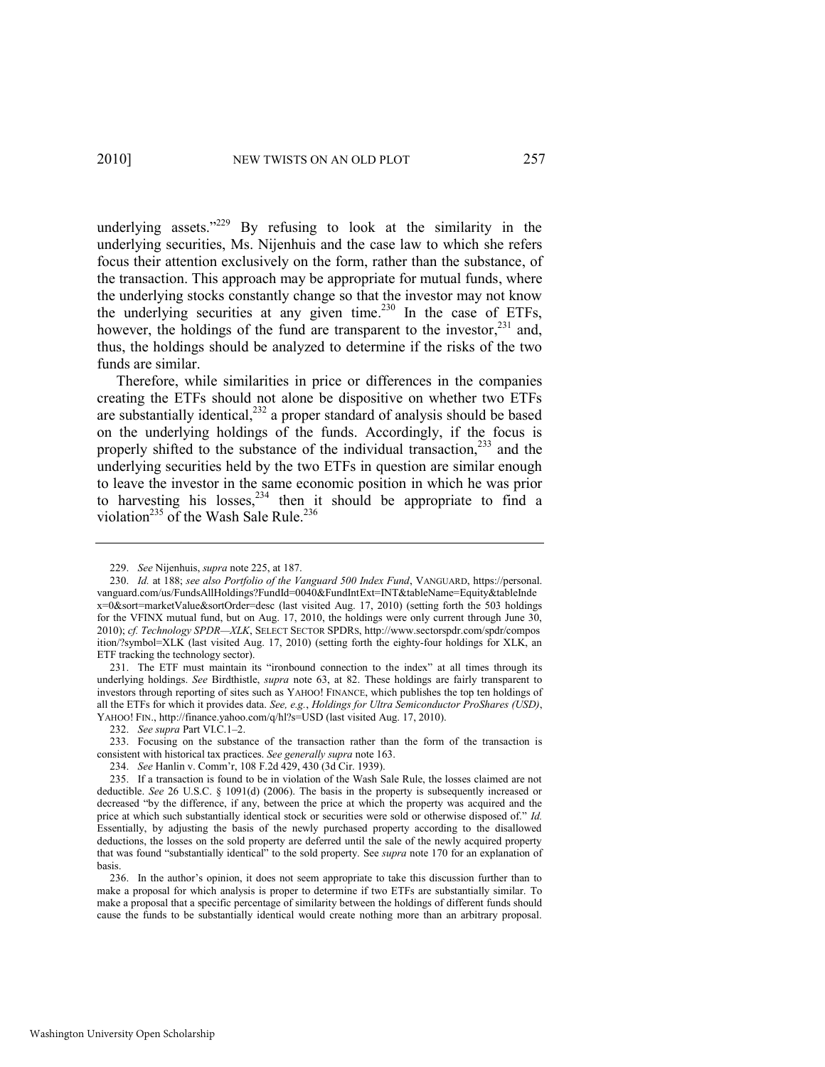underlying assets."[229] By refusing to look at the similarity in the underlying securities, Ms. Nijenhuis and the case law to which she refers focus their attention exclusively on the form, rather than the substance, of the transaction. This approach may be appropriate for mutual funds, where the underlying stocks constantly change so that the investor may not know the underlying securities at any given time.[230] In the case of ETFs, however, the holdings of the fund are transparent to the investor,[231] and, thus, the holdings should be analyzed to determine if the risks of the two funds are similar.

Therefore, while similarities in price or differences in the companies creating the ETFs should not alone be dispositive on whether two ETFs are substantially identical,[232] a proper standard of analysis should be based on the underlying holdings of the funds. Accordingly, if the focus is properly shifted to the substance of the individual transaction,[233] and the underlying securities held by the two ETFs in question are similar enough to leave the investor in the same economic position in which he was prior to harvesting his losses,[234] then it should be appropriate to find a violation[235] of the Wash Sale Rule.[236]

---

229. *See* Nijenhuis, *supra* note 225, at 187.

230. *Id.* at 188; *see also Portfolio of the Vanguard 500 Index Fund*, VANGUARD, https://personal.vanguard.com/us/FundsAllHoldings?FundId=0040&FundIntExt=INT&tableName=Equity&tableIndex=0&sort=marketValue&sortOrder=desc (last visited Aug. 17, 2010) (setting forth the 503 holdings for the VFINX mutual fund, but on Aug. 17, 2010, the holdings were only current through June 30, 2010); *cf. Technology SPDR—XLK*, SELECT SECTOR SPDRS, http://www.sectorspdr.com/spdr/composition/?symbol=XLK (last visited Aug. 17, 2010) (setting forth the eighty-four holdings for XLK, an ETF tracking the technology sector).

231. The ETF must maintain its "ironbound connection to the index" at all times through its underlying holdings. *See* Birdthistle, *supra* note 63, at 82. These holdings are fairly transparent to investors through reporting of sites such as YAHOO! FINANCE, which publishes the top ten holdings of all the ETFs for which it provides data. *See, e.g.*, *Holdings for Ultra Semiconductor ProShares (USD)*, YAHOO! FIN., http://finance.yahoo.com/q/hl?s=USD (last visited Aug. 17, 2010).

232. *See supra* Part VI.C.1–2.

233. Focusing on the substance of the transaction rather than the form of the transaction is consistent with historical tax practices. *See generally supra* note 163.

234. *See* Hanlin v. Comm'r, 108 F.2d 429, 430 (3d Cir. 1939).

235. If a transaction is found to be in violation of the Wash Sale Rule, the losses claimed are not deductible. *See* 26 U.S.C. § 1091(d) (2006). The basis in the property is subsequently increased or decreased "by the difference, if any, between the price at which the property was acquired and the price at which such substantially identical stock or securities were sold or otherwise disposed of." *Id.* Essentially, by adjusting the basis of the newly purchased property according to the disallowed deductions, the losses on the sold property are deferred until the sale of the newly acquired property that was found "substantially identical" to the sold property. See *supra* note 170 for an explanation of basis.

236. In the author's opinion, it does not seem appropriate to take this discussion further than to make a proposal for which analysis is proper to determine if two ETFs are substantially similar. To make a proposal that a specific percentage of similarity between the holdings of different funds should cause the funds to be substantially identical would create nothing more than an arbitrary proposal.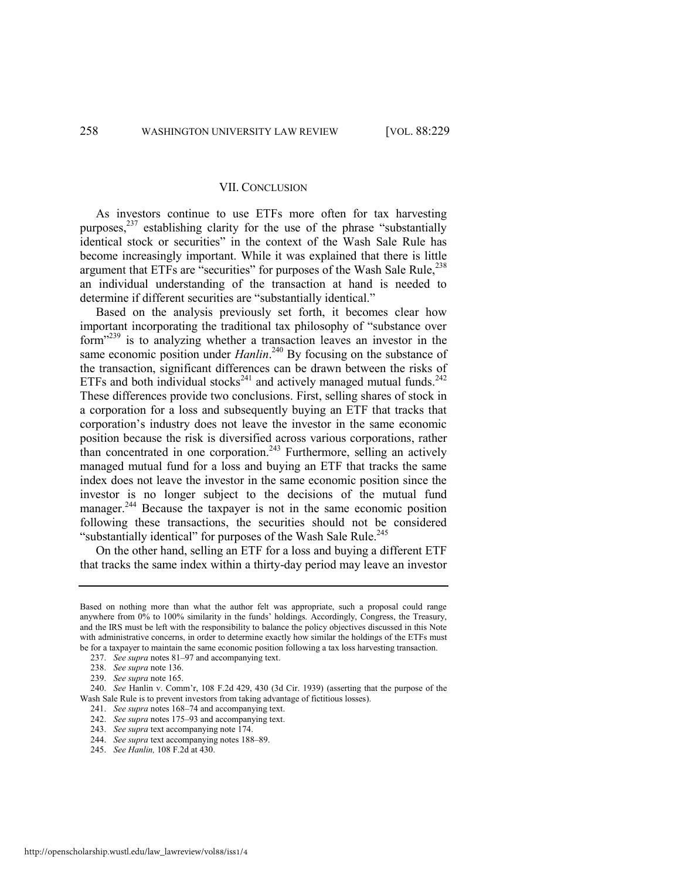## VII. CONCLUSION

As investors continue to use ETFs more often for tax harvesting purposes,[237] establishing clarity for the use of the phrase "substantially identical stock or securities" in the context of the Wash Sale Rule has become increasingly important. While it was explained that there is little argument that ETFs are "securities" for purposes of the Wash Sale Rule,[238] an individual understanding of the transaction at hand is needed to determine if different securities are "substantially identical."

Based on the analysis previously set forth, it becomes clear how important incorporating the traditional tax philosophy of "substance over form"[239] is to analyzing whether a transaction leaves an investor in the same economic position under *Hanlin*.[240] By focusing on the substance of the transaction, significant differences can be drawn between the risks of ETFs and both individual stocks[241] and actively managed mutual funds.[242] These differences provide two conclusions. First, selling shares of stock in a corporation for a loss and subsequently buying an ETF that tracks that corporation's industry does not leave the investor in the same economic position because the risk is diversified across various corporations, rather than concentrated in one corporation.[243] Furthermore, selling an actively managed mutual fund for a loss and buying an ETF that tracks the same index does not leave the investor in the same economic position since the investor is no longer subject to the decisions of the mutual fund manager.[244] Because the taxpayer is not in the same economic position following these transactions, the securities should not be considered "substantially identical" for purposes of the Wash Sale Rule.[245]

On the other hand, selling an ETF for a loss and buying a different ETF that tracks the same index within a thirty-day period may leave an investor

---

Based on nothing more than what the author felt was appropriate, such a proposal could range anywhere from 0% to 100% similarity in the funds' holdings. Accordingly, Congress, the Treasury, and the IRS must be left with the responsibility to balance the policy objectives discussed in this Note with administrative concerns, in order to determine exactly how similar the holdings of the ETFs must be for a taxpayer to maintain the same economic position following a tax loss harvesting transaction.

237. *See supra* notes 81–97 and accompanying text.

238. *See supra* note 136.

239. *See supra* note 165.

240. *See* Hanlin v. Comm'r, 108 F.2d 429, 430 (3d Cir. 1939) (asserting that the purpose of the Wash Sale Rule is to prevent investors from taking advantage of fictitious losses).

241. *See supra* notes 168–74 and accompanying text.

242. *See supra* notes 175–93 and accompanying text.

243. *See supra* text accompanying note 174.

244. *See supra* text accompanying notes 188–89.

245. *See Hanlin,* 108 F.2d at 430.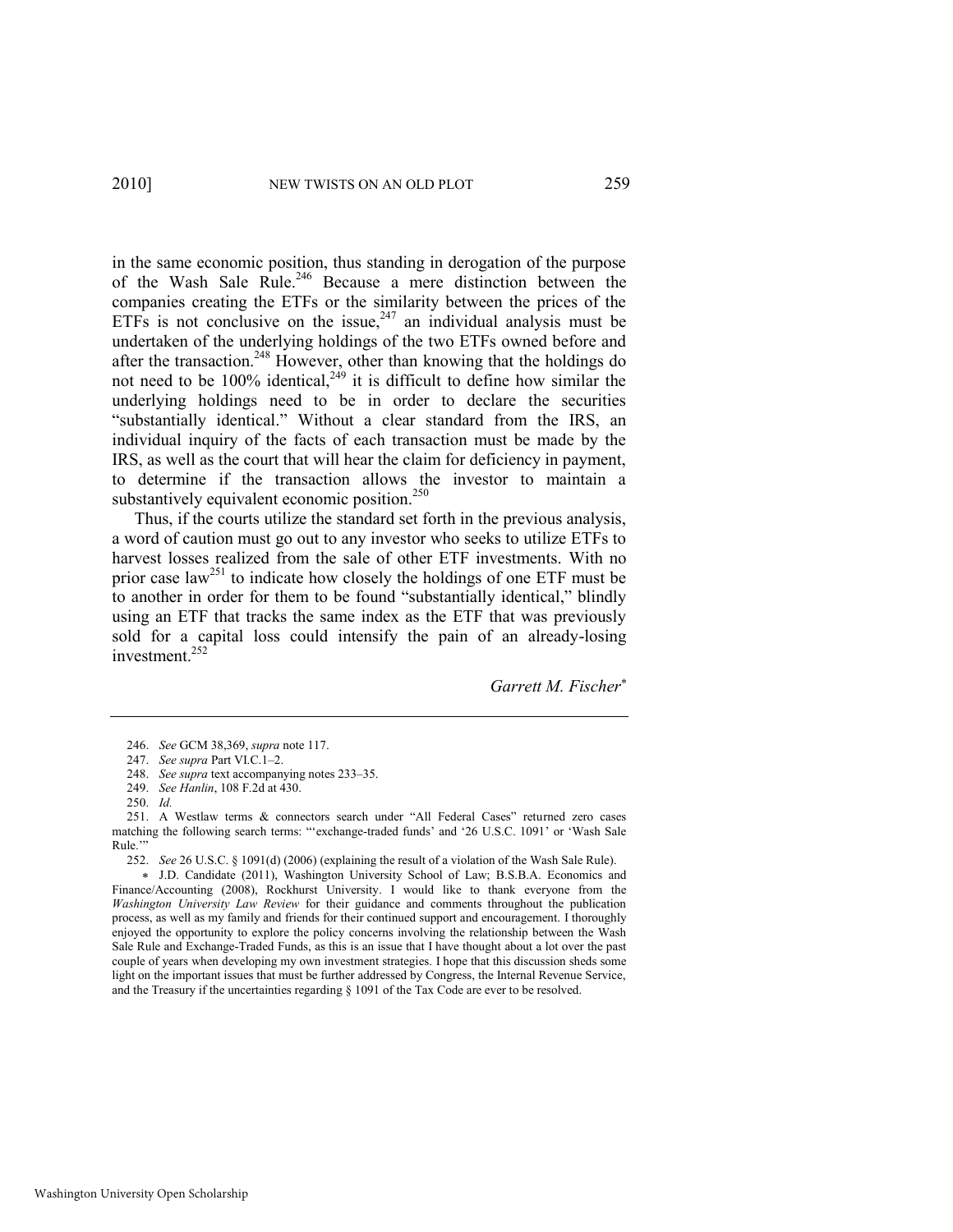in the same economic position, thus standing in derogation of the purpose of the Wash Sale Rule.[246] Because a mere distinction between the companies creating the ETFs or the similarity between the prices of the ETFs is not conclusive on the issue,[247] an individual analysis must be undertaken of the underlying holdings of the two ETFs owned before and after the transaction.[248] However, other than knowing that the holdings do not need to be 100% identical,[249] it is difficult to define how similar the underlying holdings need to be in order to declare the securities "substantially identical." Without a clear standard from the IRS, an individual inquiry of the facts of each transaction must be made by the IRS, as well as the court that will hear the claim for deficiency in payment, to determine if the transaction allows the investor to maintain a substantively equivalent economic position.[250]

Thus, if the courts utilize the standard set forth in the previous analysis, a word of caution must go out to any investor who seeks to utilize ETFs to harvest losses realized from the sale of other ETF investments. With no prior case law[251] to indicate how closely the holdings of one ETF must be to another in order for them to be found "substantially identical," blindly using an ETF that tracks the same index as the ETF that was previously sold for a capital loss could intensify the pain of an already-losing investment.[252]

*Garrett M. Fischer*[*]

---

246. *See* GCM 38,369, *supra* note 117.

247. *See supra* Part VI.C.1–2.

248. *See supra* text accompanying notes 233–35.

249. *See Hanlin*, 108 F.2d at 430.

250. *Id.*

251. A Westlaw terms & connectors search under "All Federal Cases" returned zero cases matching the following search terms: "'exchange-traded funds' and '26 U.S.C. 1091' or 'Wash Sale Rule.'"

252. *See* 26 U.S.C. § 1091(d) (2006) (explaining the result of a violation of the Wash Sale Rule).

\* J.D. Candidate (2011), Washington University School of Law; B.S.B.A. Economics and Finance/Accounting (2008), Rockhurst University. I would like to thank everyone from the *Washington University Law Review* for their guidance and comments throughout the publication process, as well as my family and friends for their continued support and encouragement. I thoroughly enjoyed the opportunity to explore the policy concerns involving the relationship between the Wash Sale Rule and Exchange-Traded Funds, as this is an issue that I have thought about a lot over the past couple of years when developing my own investment strategies. I hope that this discussion sheds some light on the important issues that must be further addressed by Congress, the Internal Revenue Service, and the Treasury if the uncertainties regarding § 1091 of the Tax Code are ever to be resolved.